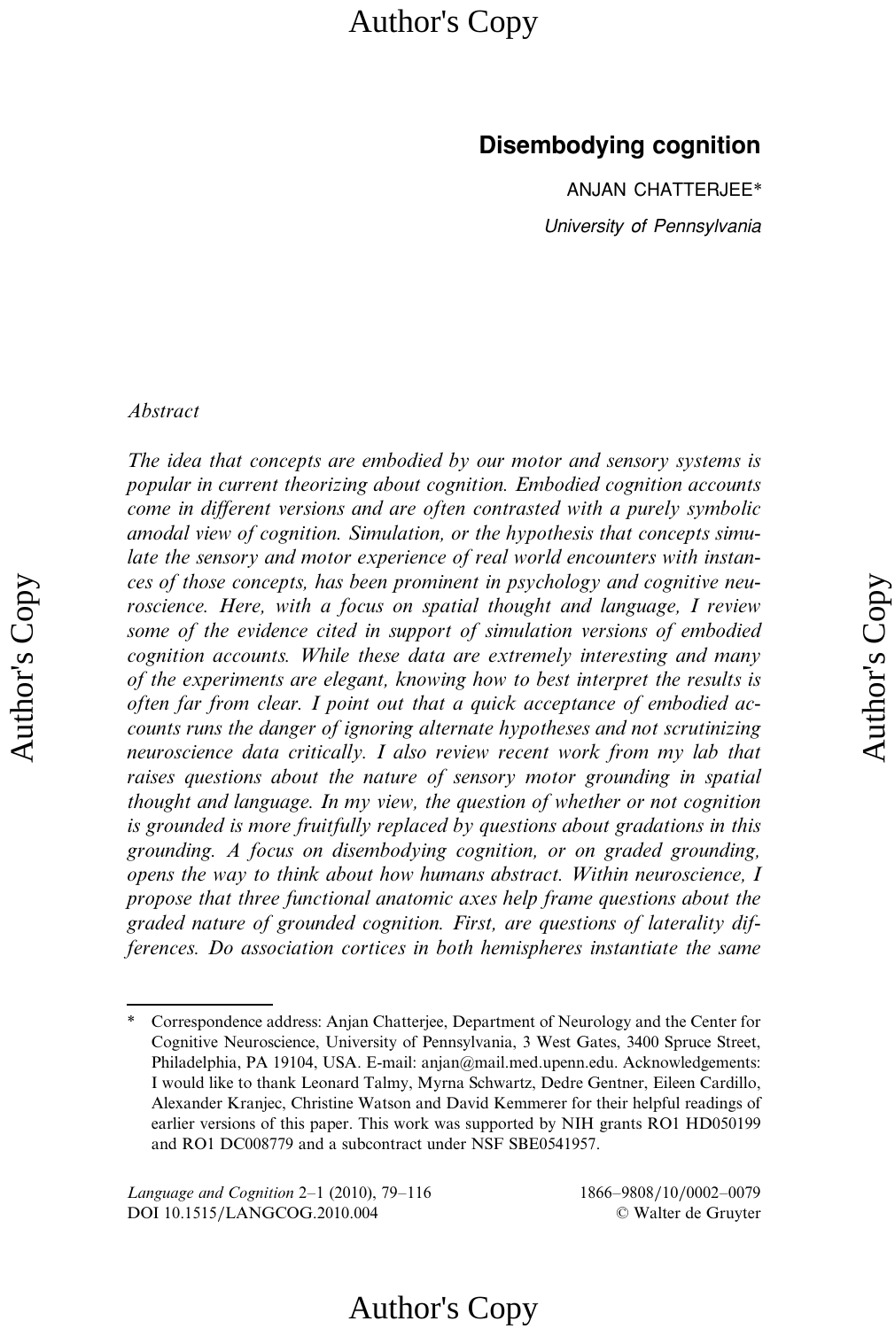# Disembodying cognition

ANJAN CHATTERJEE*

*University of Pennsylvania*

*Abstract*

*The idea that concepts are embodied by our motor and sensory systems is popular in current theorizing about cognition. Embodied cognition accounts come in different versions and are often contrasted with a purely symbolic amodal view of cognition. Simulation, or the hypothesis that concepts simulate the sensory and motor experience of real world encounters with instances of those concepts, has been prominent in psychology and cognitive neuroscience. Here, with a focus on spatial thought and language, I review some of the evidence cited in support of simulation versions of embodied cognition accounts. While these data are extremely interesting and many of the experiments are elegant, knowing how to best interpret the results is often far from clear. I point out that a quick acceptance of embodied accounts runs the danger of ignoring alternate hypotheses and not scrutinizing neuroscience data critically. I also review recent work from my lab that raises questions about the nature of sensory motor grounding in spatial thought and language. In my view, the question of whether or not cognition is grounded is more fruitfully replaced by questions about gradations in this grounding. A focus on disembodying cognition, or on graded grounding, opens the way to think about how humans abstract. Within neuroscience, I propose that three functional anatomic axes help frame questions about the graded nature of grounded cognition. First, are questions of laterality differences. Do association cortices in both hemispheres instantiate the same*

---

\* Correspondence address: Anjan Chatterjee, Department of Neurology and the Center for Cognitive Neuroscience, University of Pennsylvania, 3 West Gates, 3400 Spruce Street, Philadelphia, PA 19104, USA. E-mail: anjan@mail.med.upenn.edu. Acknowledgements: I would like to thank Leonard Talmy, Myrna Schwartz, Dedre Gentner, Eileen Cardillo, Alexander Kranjec, Christine Watson and David Kemmerer for their helpful readings of earlier versions of this paper. This work was supported by NIH grants RO1 HD050199 and RO1 DC008779 and a subcontract under NSF SBE0541957.

*Language and Cognition* 2–1 (2010), 79–116
DOI 10.1515/LANGCOG.2010.004

1866–9808/10/0002–0079
© Walter de Gruyter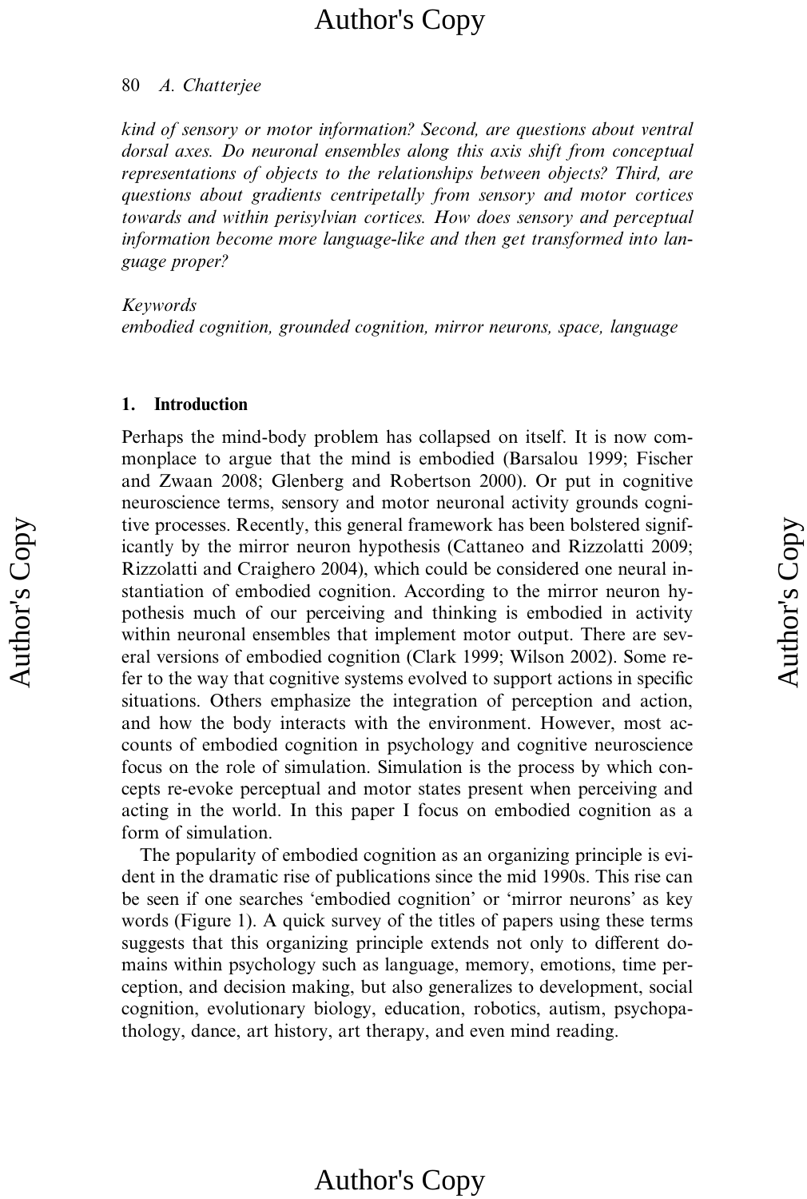*kind of sensory or motor information? Second, are questions about ventral dorsal axes. Do neuronal ensembles along this axis shift from conceptual representations of objects to the relationships between objects? Third, are questions about gradients centripetally from sensory and motor cortices towards and within perisylvian cortices. How does sensory and perceptual information become more language-like and then get transformed into language proper?*

*Keywords*
*embodied cognition, grounded cognition, mirror neurons, space, language*

## 1. Introduction

Perhaps the mind-body problem has collapsed on itself. It is now commonplace to argue that the mind is embodied (Barsalou 1999; Fischer and Zwaan 2008; Glenberg and Robertson 2000). Or put in cognitive neuroscience terms, sensory and motor neuronal activity grounds cognitive processes. Recently, this general framework has been bolstered significantly by the mirror neuron hypothesis (Cattaneo and Rizzolatti 2009; Rizzolatti and Craighero 2004), which could be considered one neural instantiation of embodied cognition. According to the mirror neuron hypothesis much of our perceiving and thinking is embodied in activity within neuronal ensembles that implement motor output. There are several versions of embodied cognition (Clark 1999; Wilson 2002). Some refer to the way that cognitive systems evolved to support actions in specific situations. Others emphasize the integration of perception and action, and how the body interacts with the environment. However, most accounts of embodied cognition in psychology and cognitive neuroscience focus on the role of simulation. Simulation is the process by which concepts re-evoke perceptual and motor states present when perceiving and acting in the world. In this paper I focus on embodied cognition as a form of simulation.

The popularity of embodied cognition as an organizing principle is evident in the dramatic rise of publications since the mid 1990s. This rise can be seen if one searches 'embodied cognition' or 'mirror neurons' as key words (Figure 1). A quick survey of the titles of papers using these terms suggests that this organizing principle extends not only to different domains within psychology such as language, memory, emotions, time perception, and decision making, but also generalizes to development, social cognition, evolutionary biology, education, robotics, autism, psychopathology, dance, art history, art therapy, and even mind reading.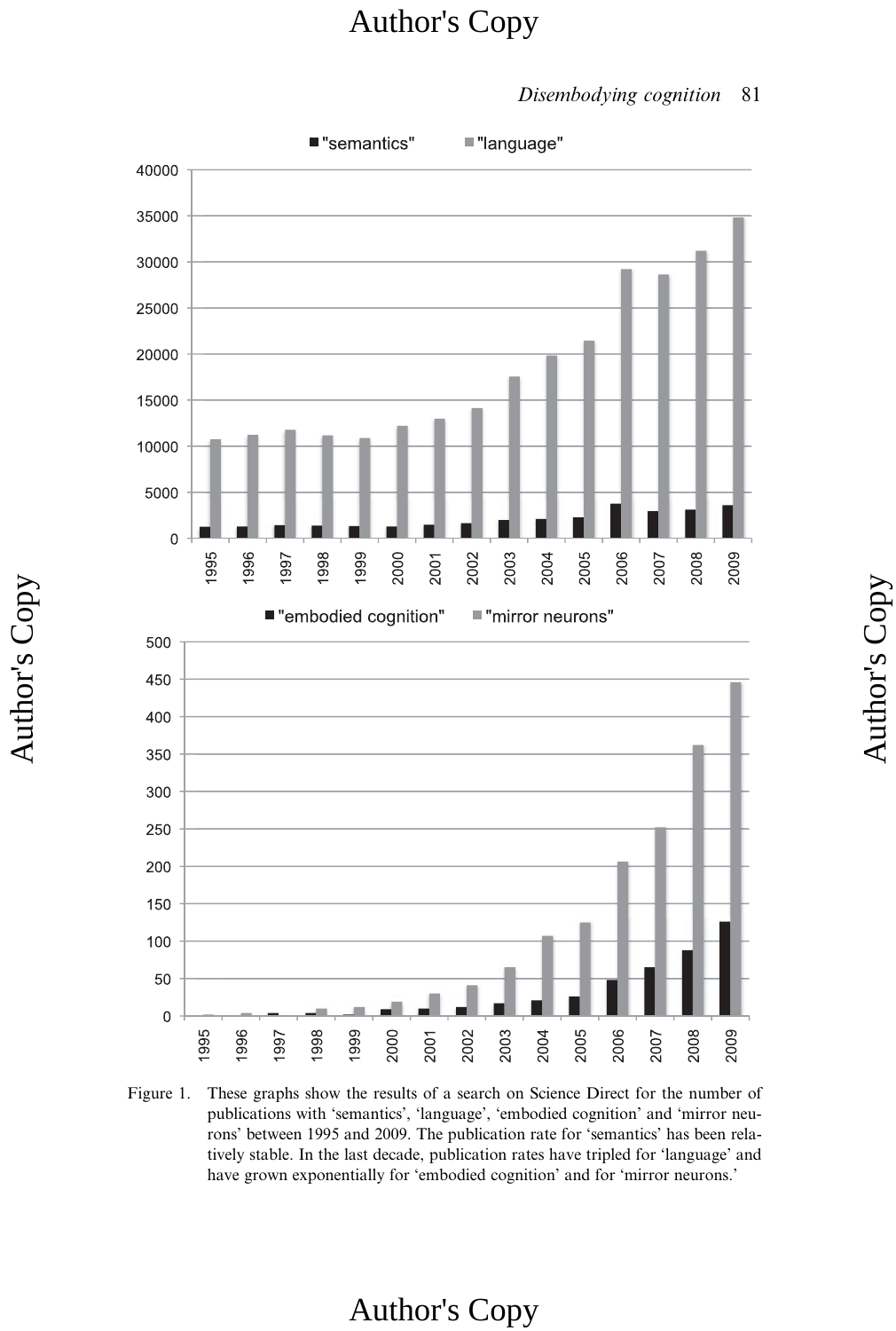Figure 1. These graphs show the results of a search on Science Direct for the number of publications with 'semantics', 'language', 'embodied cognition' and 'mirror neurons' between 1995 and 2009. The publication rate for 'semantics' has been relatively stable. In the last decade, publication rates have tripled for 'language' and have grown exponentially for 'embodied cognition' and for 'mirror neurons.'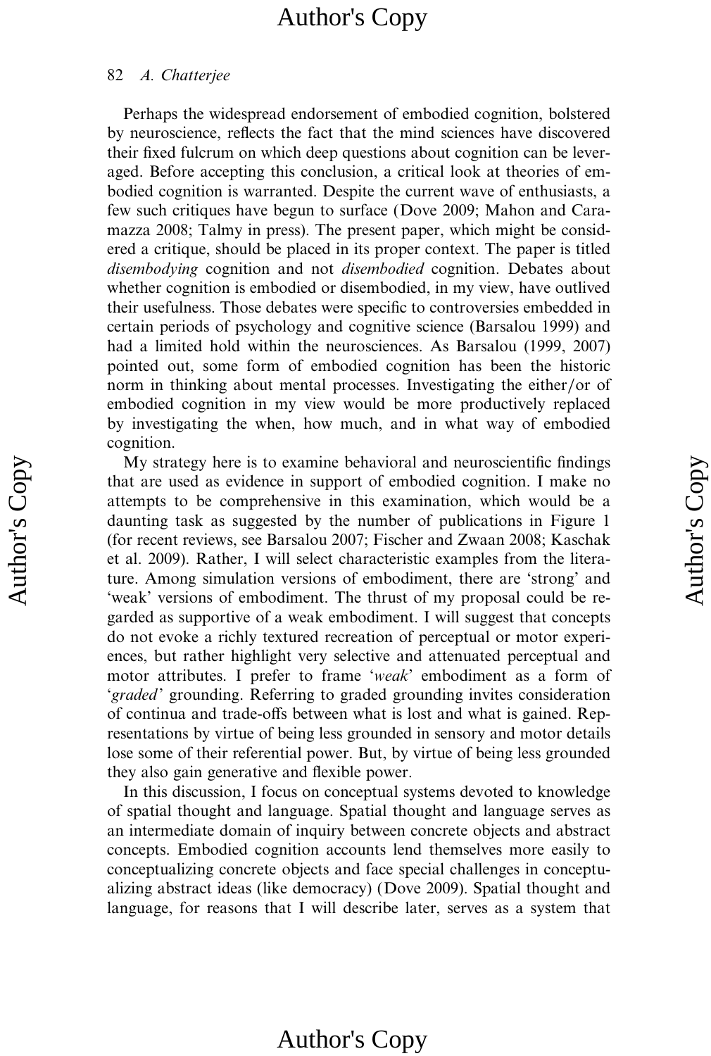Perhaps the widespread endorsement of embodied cognition, bolstered by neuroscience, reflects the fact that the mind sciences have discovered their fixed fulcrum on which deep questions about cognition can be leveraged. Before accepting this conclusion, a critical look at theories of embodied cognition is warranted. Despite the current wave of enthusiasts, a few such critiques have begun to surface (Dove 2009; Mahon and Caramazza 2008; Talmy in press). The present paper, which might be considered a critique, should be placed in its proper context. The paper is titled *disembodying* cognition and not *disembodied* cognition. Debates about whether cognition is embodied or disembodied, in my view, have outlived their usefulness. Those debates were specific to controversies embedded in certain periods of psychology and cognitive science (Barsalou 1999) and had a limited hold within the neurosciences. As Barsalou (1999, 2007) pointed out, some form of embodied cognition has been the historic norm in thinking about mental processes. Investigating the either/or of embodied cognition in my view would be more productively replaced by investigating the when, how much, and in what way of embodied cognition.

My strategy here is to examine behavioral and neuroscientific findings that are used as evidence in support of embodied cognition. I make no attempts to be comprehensive in this examination, which would be a daunting task as suggested by the number of publications in Figure 1 (for recent reviews, see Barsalou 2007; Fischer and Zwaan 2008; Kaschak et al. 2009). Rather, I will select characteristic examples from the literature. Among simulation versions of embodiment, there are 'strong' and 'weak' versions of embodiment. The thrust of my proposal could be regarded as supportive of a weak embodiment. I will suggest that concepts do not evoke a richly textured recreation of perceptual or motor experiences, but rather highlight very selective and attenuated perceptual and motor attributes. I prefer to frame '*weak*' embodiment as a form of '*graded*' grounding. Referring to graded grounding invites consideration of continua and trade-offs between what is lost and what is gained. Representations by virtue of being less grounded in sensory and motor details lose some of their referential power. But, by virtue of being less grounded they also gain generative and flexible power.

In this discussion, I focus on conceptual systems devoted to knowledge of spatial thought and language. Spatial thought and language serves as an intermediate domain of inquiry between concrete objects and abstract concepts. Embodied cognition accounts lend themselves more easily to conceptualizing concrete objects and face special challenges in conceptualizing abstract ideas (like democracy) (Dove 2009). Spatial thought and language, for reasons that I will describe later, serves as a system that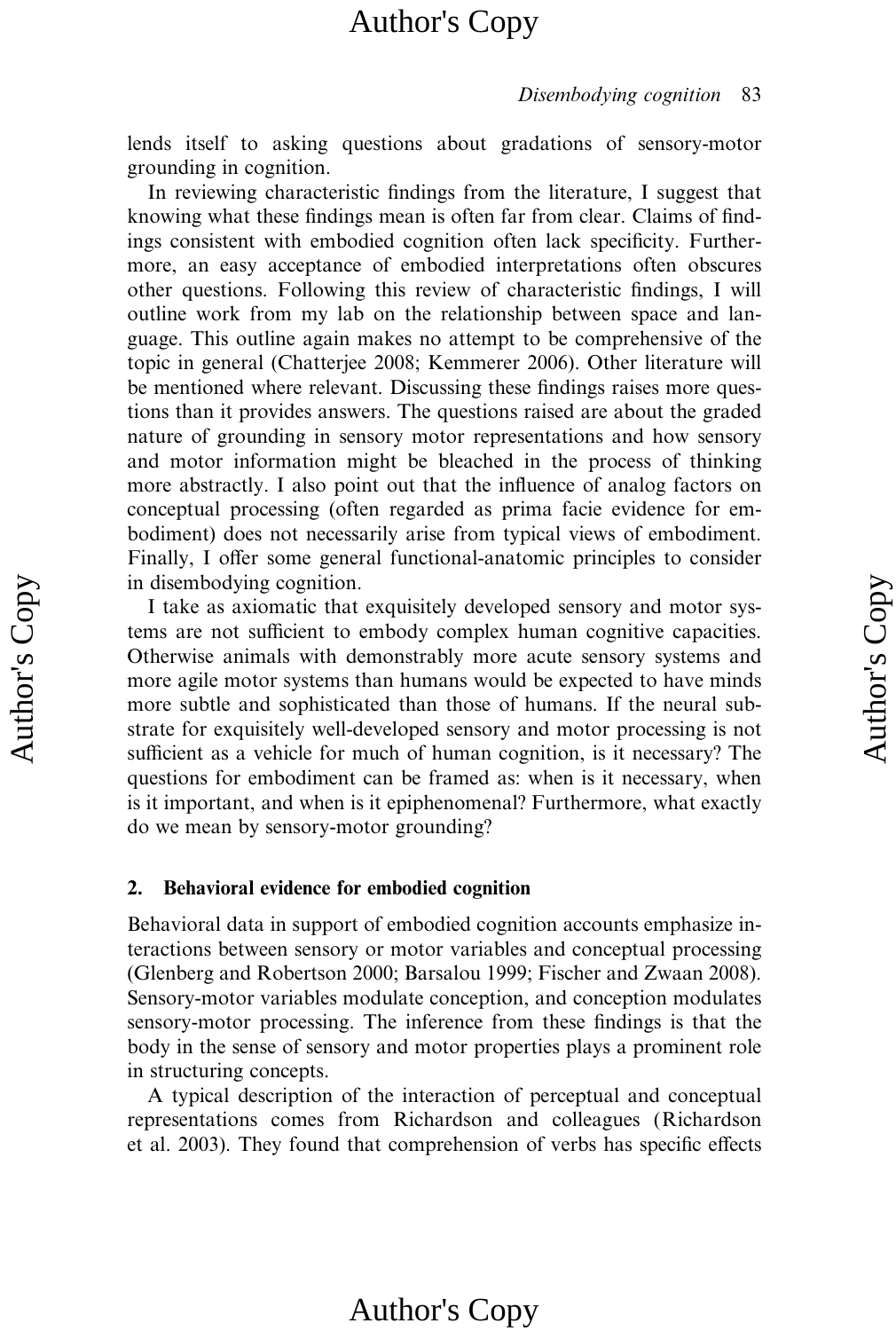lends itself to asking questions about gradations of sensory-motor grounding in cognition.

In reviewing characteristic findings from the literature, I suggest that knowing what these findings mean is often far from clear. Claims of findings consistent with embodied cognition often lack specificity. Furthermore, an easy acceptance of embodied interpretations often obscures other questions. Following this review of characteristic findings, I will outline work from my lab on the relationship between space and language. This outline again makes no attempt to be comprehensive of the topic in general (Chatterjee 2008; Kemmerer 2006). Other literature will be mentioned where relevant. Discussing these findings raises more questions than it provides answers. The questions raised are about the graded nature of grounding in sensory motor representations and how sensory and motor information might be bleached in the process of thinking more abstractly. I also point out that the influence of analog factors on conceptual processing (often regarded as prima facie evidence for embodiment) does not necessarily arise from typical views of embodiment. Finally, I offer some general functional-anatomic principles to consider in disembodying cognition.

I take as axiomatic that exquisitely developed sensory and motor systems are not sufficient to embody complex human cognitive capacities. Otherwise animals with demonstrably more acute sensory systems and more agile motor systems than humans would be expected to have minds more subtle and sophisticated than those of humans. If the neural substrate for exquisitely well-developed sensory and motor processing is not sufficient as a vehicle for much of human cognition, is it necessary? The questions for embodiment can be framed as: when is it necessary, when is it important, and when is it epiphenomenal? Furthermore, what exactly do we mean by sensory-motor grounding?

## 2. Behavioral evidence for embodied cognition

Behavioral data in support of embodied cognition accounts emphasize interactions between sensory or motor variables and conceptual processing (Glenberg and Robertson 2000; Barsalou 1999; Fischer and Zwaan 2008). Sensory-motor variables modulate conception, and conception modulates sensory-motor processing. The inference from these findings is that the body in the sense of sensory and motor properties plays a prominent role in structuring concepts.

A typical description of the interaction of perceptual and conceptual representations comes from Richardson and colleagues (Richardson et al. 2003). They found that comprehension of verbs has specific effects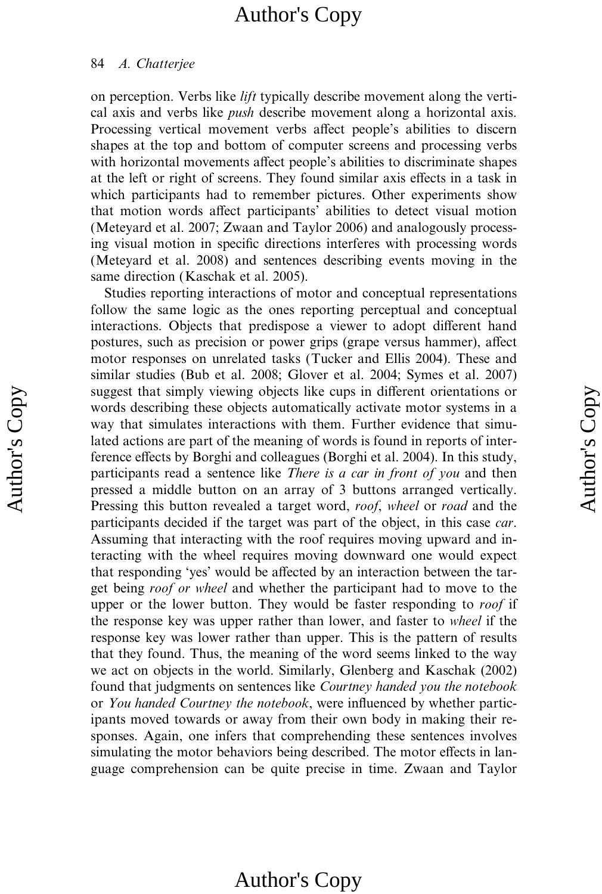on perception. Verbs like *lift* typically describe movement along the vertical axis and verbs like *push* describe movement along a horizontal axis. Processing vertical movement verbs affect people's abilities to discern shapes at the top and bottom of computer screens and processing verbs with horizontal movements affect people's abilities to discriminate shapes at the left or right of screens. They found similar axis effects in a task in which participants had to remember pictures. Other experiments show that motion words affect participants' abilities to detect visual motion (Meteyard et al. 2007; Zwaan and Taylor 2006) and analogously processing visual motion in specific directions interferes with processing words (Meteyard et al. 2008) and sentences describing events moving in the same direction (Kaschak et al. 2005).

Studies reporting interactions of motor and conceptual representations follow the same logic as the ones reporting perceptual and conceptual interactions. Objects that predispose a viewer to adopt different hand postures, such as precision or power grips (grape versus hammer), affect motor responses on unrelated tasks (Tucker and Ellis 2004). These and similar studies (Bub et al. 2008; Glover et al. 2004; Symes et al. 2007) suggest that simply viewing objects like cups in different orientations or words describing these objects automatically activate motor systems in a way that simulates interactions with them. Further evidence that simulated actions are part of the meaning of words is found in reports of interference effects by Borghi and colleagues (Borghi et al. 2004). In this study, participants read a sentence like *There is a car in front of you* and then pressed a middle button on an array of 3 buttons arranged vertically. Pressing this button revealed a target word, *roof*, *wheel* or *road* and the participants decided if the target was part of the object, in this case *car*. Assuming that interacting with the roof requires moving upward and interacting with the wheel requires moving downward one would expect that responding 'yes' would be affected by an interaction between the target being *roof or wheel* and whether the participant had to move to the upper or the lower button. They would be faster responding to *roof* if the response key was upper rather than lower, and faster to *wheel* if the response key was lower rather than upper. This is the pattern of results that they found. Thus, the meaning of the word seems linked to the way we act on objects in the world. Similarly, Glenberg and Kaschak (2002) found that judgments on sentences like *Courtney handed you the notebook* or *You handed Courtney the notebook*, were influenced by whether participants moved towards or away from their own body in making their responses. Again, one infers that comprehending these sentences involves simulating the motor behaviors being described. The motor effects in language comprehension can be quite precise in time. Zwaan and Taylor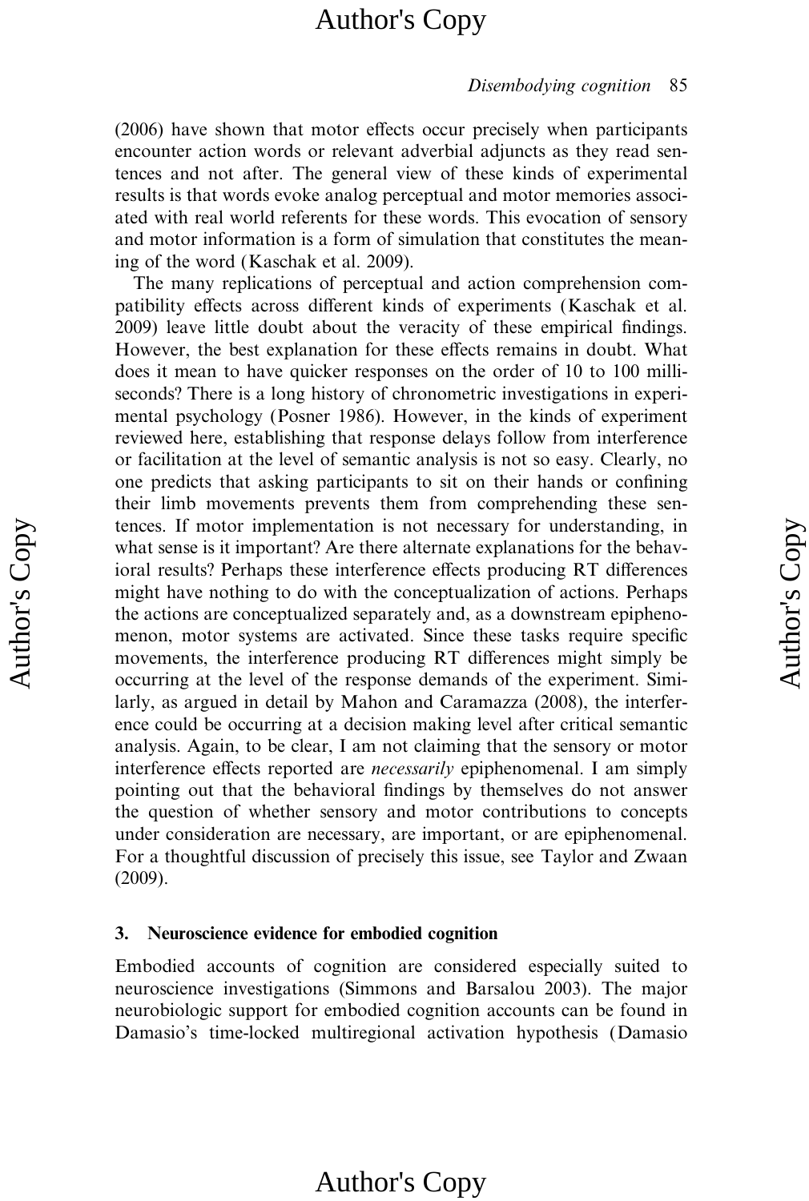(2006) have shown that motor effects occur precisely when participants encounter action words or relevant adverbial adjuncts as they read sentences and not after. The general view of these kinds of experimental results is that words evoke analog perceptual and motor memories associated with real world referents for these words. This evocation of sensory and motor information is a form of simulation that constitutes the meaning of the word (Kaschak et al. 2009).

The many replications of perceptual and action comprehension compatibility effects across different kinds of experiments (Kaschak et al. 2009) leave little doubt about the veracity of these empirical findings. However, the best explanation for these effects remains in doubt. What does it mean to have quicker responses on the order of 10 to 100 milliseconds? There is a long history of chronometric investigations in experimental psychology (Posner 1986). However, in the kinds of experiment reviewed here, establishing that response delays follow from interference or facilitation at the level of semantic analysis is not so easy. Clearly, no one predicts that asking participants to sit on their hands or confining their limb movements prevents them from comprehending these sentences. If motor implementation is not necessary for understanding, in what sense is it important? Are there alternate explanations for the behavioral results? Perhaps these interference effects producing RT differences might have nothing to do with the conceptualization of actions. Perhaps the actions are conceptualized separately and, as a downstream epiphenomenon, motor systems are activated. Since these tasks require specific movements, the interference producing RT differences might simply be occurring at the level of the response demands of the experiment. Similarly, as argued in detail by Mahon and Caramazza (2008), the interference could be occurring at a decision making level after critical semantic analysis. Again, to be clear, I am not claiming that the sensory or motor interference effects reported are *necessarily* epiphenomenal. I am simply pointing out that the behavioral findings by themselves do not answer the question of whether sensory and motor contributions to concepts under consideration are necessary, are important, or are epiphenomenal. For a thoughtful discussion of precisely this issue, see Taylor and Zwaan (2009).

## 3. Neuroscience evidence for embodied cognition

Embodied accounts of cognition are considered especially suited to neuroscience investigations (Simmons and Barsalou 2003). The major neurobiologic support for embodied cognition accounts can be found in Damasio's time-locked multiregional activation hypothesis (Damasio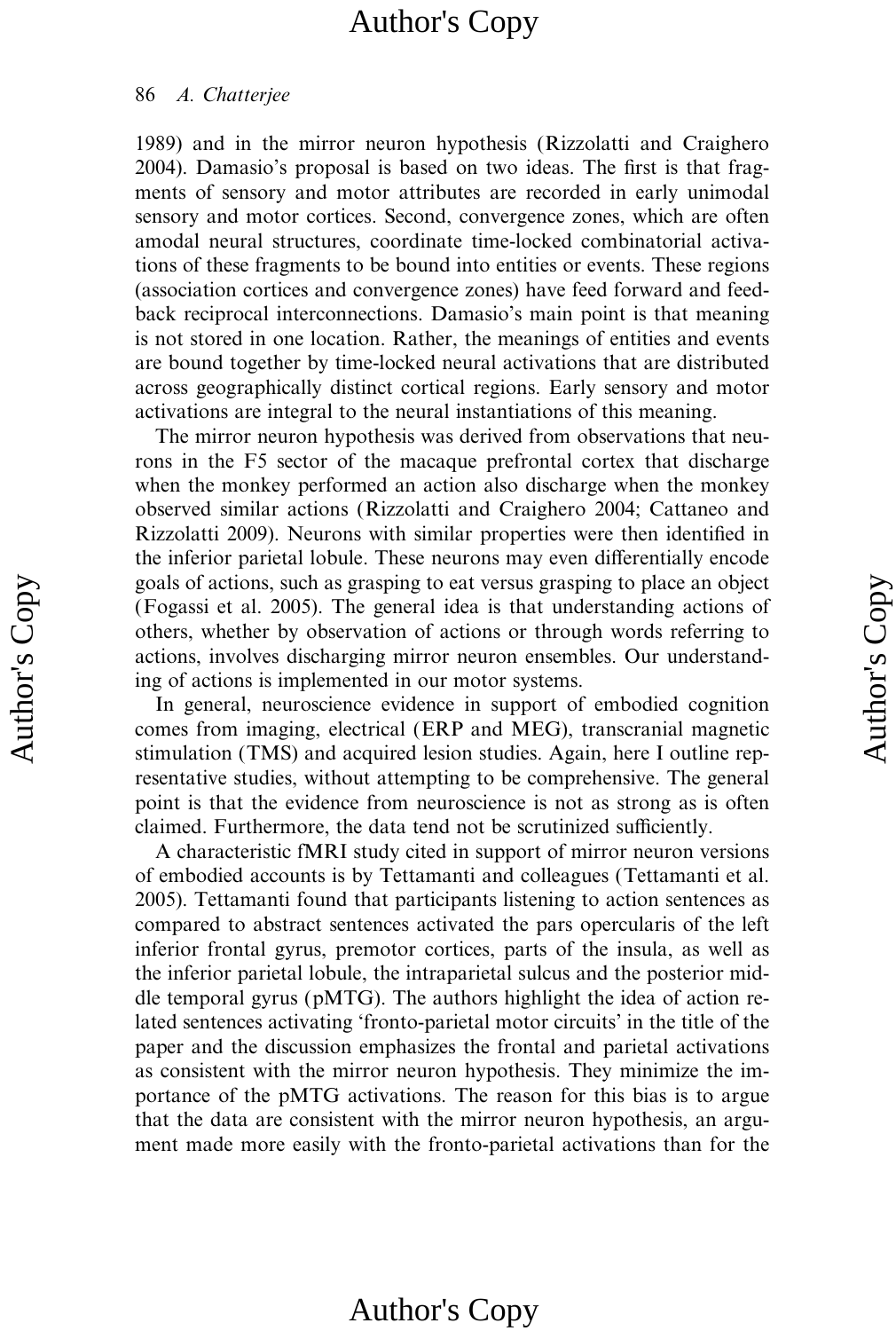1989) and in the mirror neuron hypothesis (Rizzolatti and Craighero 2004). Damasio's proposal is based on two ideas. The first is that fragments of sensory and motor attributes are recorded in early unimodal sensory and motor cortices. Second, convergence zones, which are often amodal neural structures, coordinate time-locked combinatorial activations of these fragments to be bound into entities or events. These regions (association cortices and convergence zones) have feed forward and feedback reciprocal interconnections. Damasio's main point is that meaning is not stored in one location. Rather, the meanings of entities and events are bound together by time-locked neural activations that are distributed across geographically distinct cortical regions. Early sensory and motor activations are integral to the neural instantiations of this meaning.

The mirror neuron hypothesis was derived from observations that neurons in the F5 sector of the macaque prefrontal cortex that discharge when the monkey performed an action also discharge when the monkey observed similar actions (Rizzolatti and Craighero 2004; Cattaneo and Rizzolatti 2009). Neurons with similar properties were then identified in the inferior parietal lobule. These neurons may even differentially encode goals of actions, such as grasping to eat versus grasping to place an object (Fogassi et al. 2005). The general idea is that understanding actions of others, whether by observation of actions or through words referring to actions, involves discharging mirror neuron ensembles. Our understanding of actions is implemented in our motor systems.

In general, neuroscience evidence in support of embodied cognition comes from imaging, electrical (ERP and MEG), transcranial magnetic stimulation (TMS) and acquired lesion studies. Again, here I outline representative studies, without attempting to be comprehensive. The general point is that the evidence from neuroscience is not as strong as is often claimed. Furthermore, the data tend not be scrutinized sufficiently.

A characteristic fMRI study cited in support of mirror neuron versions of embodied accounts is by Tettamanti and colleagues (Tettamanti et al. 2005). Tettamanti found that participants listening to action sentences as compared to abstract sentences activated the pars opercularis of the left inferior frontal gyrus, premotor cortices, parts of the insula, as well as the inferior parietal lobule, the intraparietal sulcus and the posterior middle temporal gyrus (pMTG). The authors highlight the idea of action related sentences activating 'fronto-parietal motor circuits' in the title of the paper and the discussion emphasizes the frontal and parietal activations as consistent with the mirror neuron hypothesis. They minimize the importance of the pMTG activations. The reason for this bias is to argue that the data are consistent with the mirror neuron hypothesis, an argument made more easily with the fronto-parietal activations than for the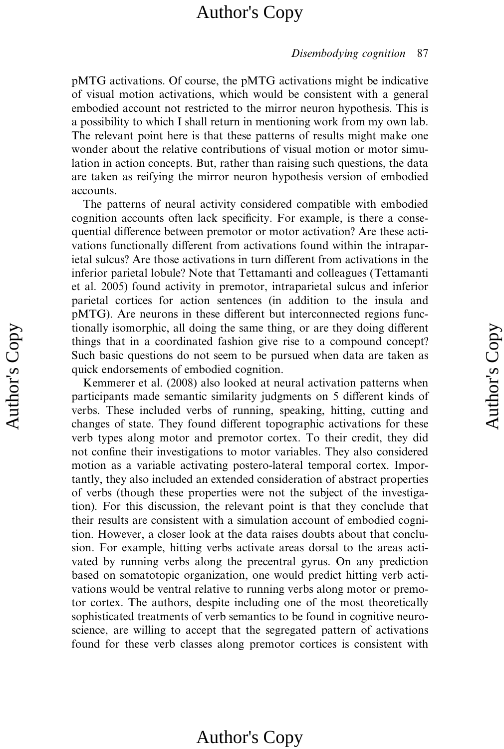pMTG activations. Of course, the pMTG activations might be indicative of visual motion activations, which would be consistent with a general embodied account not restricted to the mirror neuron hypothesis. This is a possibility to which I shall return in mentioning work from my own lab. The relevant point here is that these patterns of results might make one wonder about the relative contributions of visual motion or motor simulation in action concepts. But, rather than raising such questions, the data are taken as reifying the mirror neuron hypothesis version of embodied accounts.

The patterns of neural activity considered compatible with embodied cognition accounts often lack specificity. For example, is there a consequential difference between premotor or motor activation? Are these activations functionally different from activations found within the intraparietal sulcus? Are those activations in turn different from activations in the inferior parietal lobule? Note that Tettamanti and colleagues (Tettamanti et al. 2005) found activity in premotor, intraparietal sulcus and inferior parietal cortices for action sentences (in addition to the insula and pMTG). Are neurons in these different but interconnected regions functionally isomorphic, all doing the same thing, or are they doing different things that in a coordinated fashion give rise to a compound concept? Such basic questions do not seem to be pursued when data are taken as quick endorsements of embodied cognition.

Kemmerer et al. (2008) also looked at neural activation patterns when participants made semantic similarity judgments on 5 different kinds of verbs. These included verbs of running, speaking, hitting, cutting and changes of state. They found different topographic activations for these verb types along motor and premotor cortex. To their credit, they did not confine their investigations to motor variables. They also considered motion as a variable activating postero-lateral temporal cortex. Importantly, they also included an extended consideration of abstract properties of verbs (though these properties were not the subject of the investigation). For this discussion, the relevant point is that they conclude that their results are consistent with a simulation account of embodied cognition. However, a closer look at the data raises doubts about that conclusion. For example, hitting verbs activate areas dorsal to the areas activated by running verbs along the precentral gyrus. On any prediction based on somatotopic organization, one would predict hitting verb activations would be ventral relative to running verbs along motor or premotor cortex. The authors, despite including one of the most theoretically sophisticated treatments of verb semantics to be found in cognitive neuroscience, are willing to accept that the segregated pattern of activations found for these verb classes along premotor cortices is consistent with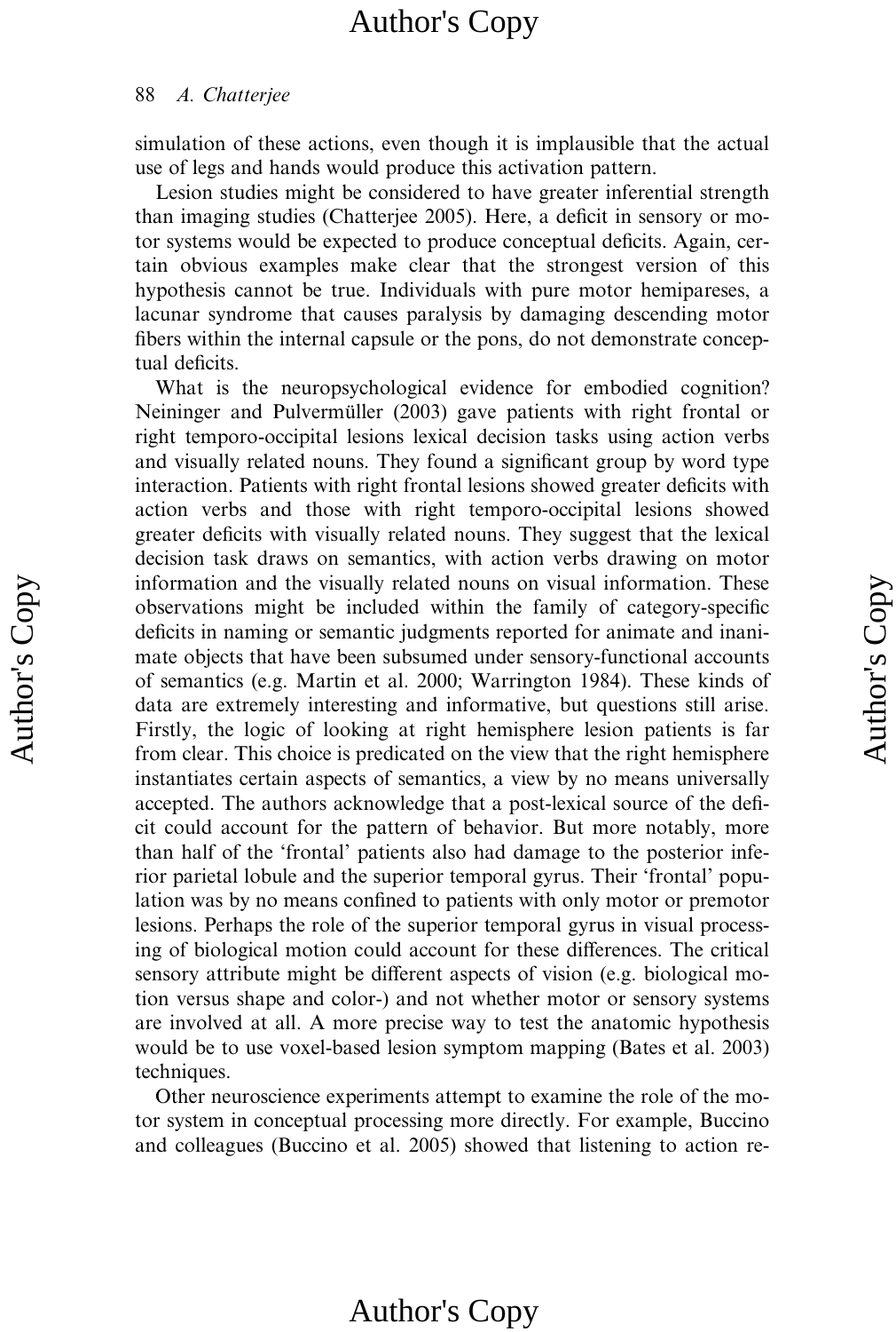simulation of these actions, even though it is implausible that the actual use of legs and hands would produce this activation pattern.

Lesion studies might be considered to have greater inferential strength than imaging studies (Chatterjee 2005). Here, a deficit in sensory or motor systems would be expected to produce conceptual deficits. Again, certain obvious examples make clear that the strongest version of this hypothesis cannot be true. Individuals with pure motor hemipareses, a lacunar syndrome that causes paralysis by damaging descending motor fibers within the internal capsule or the pons, do not demonstrate conceptual deficits.

What is the neuropsychological evidence for embodied cognition? Neininger and Pulvermüller (2003) gave patients with right frontal or right temporo-occipital lesions lexical decision tasks using action verbs and visually related nouns. They found a significant group by word type interaction. Patients with right frontal lesions showed greater deficits with action verbs and those with right temporo-occipital lesions showed greater deficits with visually related nouns. They suggest that the lexical decision task draws on semantics, with action verbs drawing on motor information and the visually related nouns on visual information. These observations might be included within the family of category-specific deficits in naming or semantic judgments reported for animate and inanimate objects that have been subsumed under sensory-functional accounts of semantics (e.g. Martin et al. 2000; Warrington 1984). These kinds of data are extremely interesting and informative, but questions still arise. Firstly, the logic of looking at right hemisphere lesion patients is far from clear. This choice is predicated on the view that the right hemisphere instantiates certain aspects of semantics, a view by no means universally accepted. The authors acknowledge that a post-lexical source of the deficit could account for the pattern of behavior. But more notably, more than half of the 'frontal' patients also had damage to the posterior inferior parietal lobule and the superior temporal gyrus. Their 'frontal' population was by no means confined to patients with only motor or premotor lesions. Perhaps the role of the superior temporal gyrus in visual processing of biological motion could account for these differences. The critical sensory attribute might be different aspects of vision (e.g. biological motion versus shape and color-) and not whether motor or sensory systems are involved at all. A more precise way to test the anatomic hypothesis would be to use voxel-based lesion symptom mapping (Bates et al. 2003) techniques.

Other neuroscience experiments attempt to examine the role of the motor system in conceptual processing more directly. For example, Buccino and colleagues (Buccino et al. 2005) showed that listening to action re-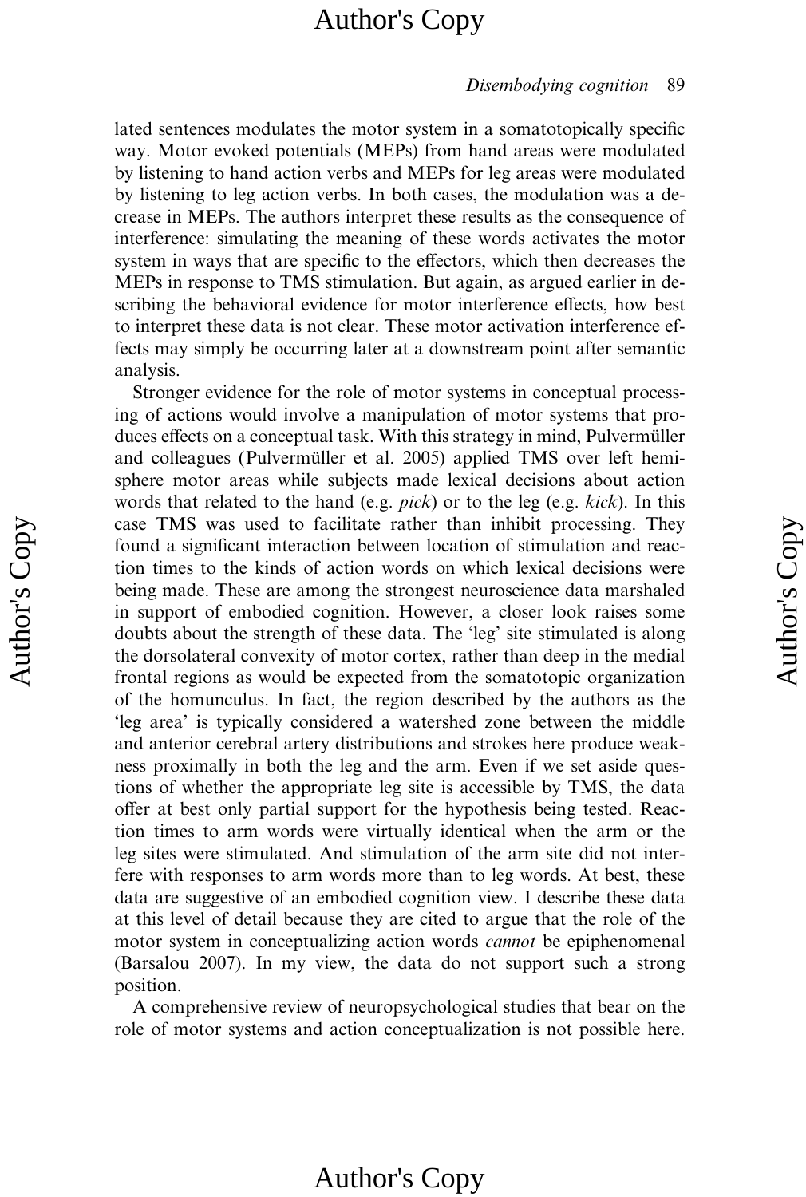lated sentences modulates the motor system in a somatotopically specific way. Motor evoked potentials (MEPs) from hand areas were modulated by listening to hand action verbs and MEPs for leg areas were modulated by listening to leg action verbs. In both cases, the modulation was a decrease in MEPs. The authors interpret these results as the consequence of interference: simulating the meaning of these words activates the motor system in ways that are specific to the effectors, which then decreases the MEPs in response to TMS stimulation. But again, as argued earlier in describing the behavioral evidence for motor interference effects, how best to interpret these data is not clear. These motor activation interference effects may simply be occurring later at a downstream point after semantic analysis.

Stronger evidence for the role of motor systems in conceptual processing of actions would involve a manipulation of motor systems that produces effects on a conceptual task. With this strategy in mind, Pulvermüller and colleagues (Pulvermüller et al. 2005) applied TMS over left hemisphere motor areas while subjects made lexical decisions about action words that related to the hand (e.g. *pick*) or to the leg (e.g. *kick*). In this case TMS was used to facilitate rather than inhibit processing. They found a significant interaction between location of stimulation and reaction times to the kinds of action words on which lexical decisions were being made. These are among the strongest neuroscience data marshaled in support of embodied cognition. However, a closer look raises some doubts about the strength of these data. The 'leg' site stimulated is along the dorsolateral convexity of motor cortex, rather than deep in the medial frontal regions as would be expected from the somatotopic organization of the homunculus. In fact, the region described by the authors as the 'leg area' is typically considered a watershed zone between the middle and anterior cerebral artery distributions and strokes here produce weakness proximally in both the leg and the arm. Even if we set aside questions of whether the appropriate leg site is accessible by TMS, the data offer at best only partial support for the hypothesis being tested. Reaction times to arm words were virtually identical when the arm or the leg sites were stimulated. And stimulation of the arm site did not interfere with responses to arm words more than to leg words. At best, these data are suggestive of an embodied cognition view. I describe these data at this level of detail because they are cited to argue that the role of the motor system in conceptualizing action words *cannot* be epiphenomenal (Barsalou 2007). In my view, the data do not support such a strong position.

A comprehensive review of neuropsychological studies that bear on the role of motor systems and action conceptualization is not possible here.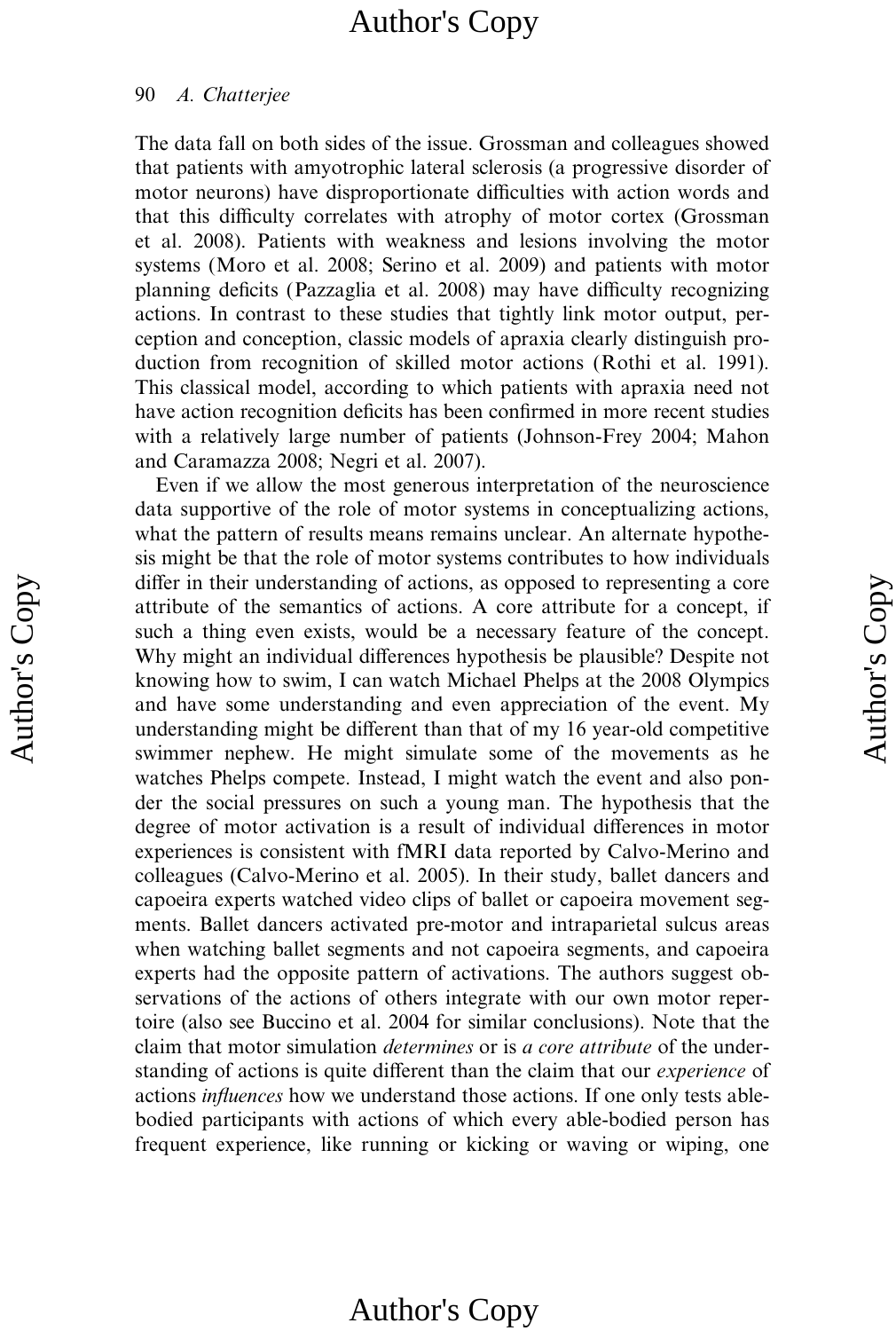The data fall on both sides of the issue. Grossman and colleagues showed that patients with amyotrophic lateral sclerosis (a progressive disorder of motor neurons) have disproportionate difficulties with action words and that this difficulty correlates with atrophy of motor cortex (Grossman et al. 2008). Patients with weakness and lesions involving the motor systems (Moro et al. 2008; Serino et al. 2009) and patients with motor planning deficits (Pazzaglia et al. 2008) may have difficulty recognizing actions. In contrast to these studies that tightly link motor output, perception and conception, classic models of apraxia clearly distinguish production from recognition of skilled motor actions (Rothi et al. 1991). This classical model, according to which patients with apraxia need not have action recognition deficits has been confirmed in more recent studies with a relatively large number of patients (Johnson-Frey 2004; Mahon and Caramazza 2008; Negri et al. 2007).

Even if we allow the most generous interpretation of the neuroscience data supportive of the role of motor systems in conceptualizing actions, what the pattern of results means remains unclear. An alternate hypothesis might be that the role of motor systems contributes to how individuals differ in their understanding of actions, as opposed to representing a core attribute of the semantics of actions. A core attribute for a concept, if such a thing even exists, would be a necessary feature of the concept. Why might an individual differences hypothesis be plausible? Despite not knowing how to swim, I can watch Michael Phelps at the 2008 Olympics and have some understanding and even appreciation of the event. My understanding might be different than that of my 16 year-old competitive swimmer nephew. He might simulate some of the movements as he watches Phelps compete. Instead, I might watch the event and also ponder the social pressures on such a young man. The hypothesis that the degree of motor activation is a result of individual differences in motor experiences is consistent with fMRI data reported by Calvo-Merino and colleagues (Calvo-Merino et al. 2005). In their study, ballet dancers and capoeira experts watched video clips of ballet or capoeira movement segments. Ballet dancers activated pre-motor and intraparietal sulcus areas when watching ballet segments and not capoeira segments, and capoeira experts had the opposite pattern of activations. The authors suggest observations of the actions of others integrate with our own motor repertoire (also see Buccino et al. 2004 for similar conclusions). Note that the claim that motor simulation *determines* or is *a core attribute* of the understanding of actions is quite different than the claim that our *experience* of actions *influences* how we understand those actions. If one only tests able-bodied participants with actions of which every able-bodied person has frequent experience, like running or kicking or waving or wiping, one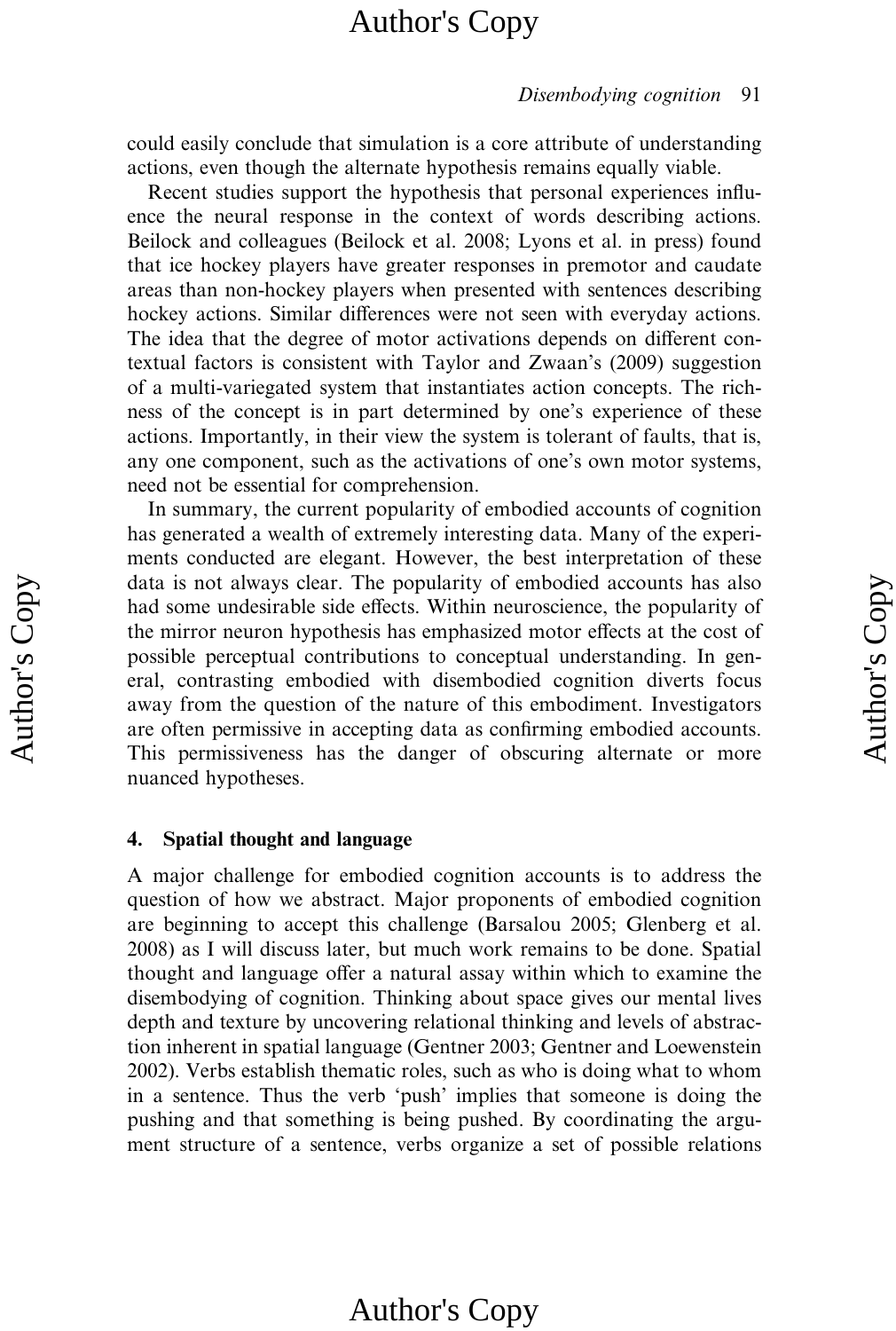could easily conclude that simulation is a core attribute of understanding actions, even though the alternate hypothesis remains equally viable.

Recent studies support the hypothesis that personal experiences influence the neural response in the context of words describing actions. Beilock and colleagues (Beilock et al. 2008; Lyons et al. in press) found that ice hockey players have greater responses in premotor and caudate areas than non-hockey players when presented with sentences describing hockey actions. Similar differences were not seen with everyday actions. The idea that the degree of motor activations depends on different contextual factors is consistent with Taylor and Zwaan's (2009) suggestion of a multi-variegated system that instantiates action concepts. The richness of the concept is in part determined by one's experience of these actions. Importantly, in their view the system is tolerant of faults, that is, any one component, such as the activations of one's own motor systems, need not be essential for comprehension.

In summary, the current popularity of embodied accounts of cognition has generated a wealth of extremely interesting data. Many of the experiments conducted are elegant. However, the best interpretation of these data is not always clear. The popularity of embodied accounts has also had some undesirable side effects. Within neuroscience, the popularity of the mirror neuron hypothesis has emphasized motor effects at the cost of possible perceptual contributions to conceptual understanding. In general, contrasting embodied with disembodied cognition diverts focus away from the question of the nature of this embodiment. Investigators are often permissive in accepting data as confirming embodied accounts. This permissiveness has the danger of obscuring alternate or more nuanced hypotheses.

## 4. Spatial thought and language

A major challenge for embodied cognition accounts is to address the question of how we abstract. Major proponents of embodied cognition are beginning to accept this challenge (Barsalou 2005; Glenberg et al. 2008) as I will discuss later, but much work remains to be done. Spatial thought and language offer a natural assay within which to examine the disembodying of cognition. Thinking about space gives our mental lives depth and texture by uncovering relational thinking and levels of abstraction inherent in spatial language (Gentner 2003; Gentner and Loewenstein 2002). Verbs establish thematic roles, such as who is doing what to whom in a sentence. Thus the verb 'push' implies that someone is doing the pushing and that something is being pushed. By coordinating the argument structure of a sentence, verbs organize a set of possible relations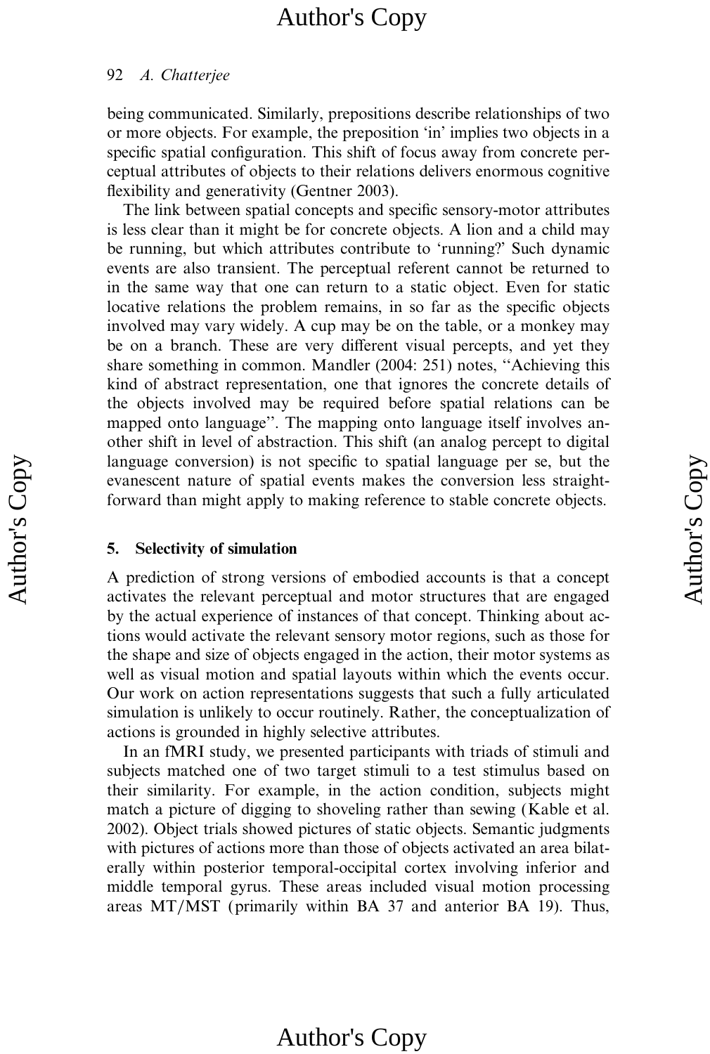being communicated. Similarly, prepositions describe relationships of two or more objects. For example, the preposition 'in' implies two objects in a specific spatial configuration. This shift of focus away from concrete perceptual attributes of objects to their relations delivers enormous cognitive flexibility and generativity (Gentner 2003).

The link between spatial concepts and specific sensory-motor attributes is less clear than it might be for concrete objects. A lion and a child may be running, but which attributes contribute to 'running?' Such dynamic events are also transient. The perceptual referent cannot be returned to in the same way that one can return to a static object. Even for static locative relations the problem remains, in so far as the specific objects involved may vary widely. A cup may be on the table, or a monkey may be on a branch. These are very different visual percepts, and yet they share something in common. Mandler (2004: 251) notes, "Achieving this kind of abstract representation, one that ignores the concrete details of the objects involved may be required before spatial relations can be mapped onto language". The mapping onto language itself involves another shift in level of abstraction. This shift (an analog percept to digital language conversion) is not specific to spatial language per se, but the evanescent nature of spatial events makes the conversion less straightforward than might apply to making reference to stable concrete objects.

## 5. Selectivity of simulation

A prediction of strong versions of embodied accounts is that a concept activates the relevant perceptual and motor structures that are engaged by the actual experience of instances of that concept. Thinking about actions would activate the relevant sensory motor regions, such as those for the shape and size of objects engaged in the action, their motor systems as well as visual motion and spatial layouts within which the events occur. Our work on action representations suggests that such a fully articulated simulation is unlikely to occur routinely. Rather, the conceptualization of actions is grounded in highly selective attributes.

In an fMRI study, we presented participants with triads of stimuli and subjects matched one of two target stimuli to a test stimulus based on their similarity. For example, in the action condition, subjects might match a picture of digging to shoveling rather than sewing (Kable et al. 2002). Object trials showed pictures of static objects. Semantic judgments with pictures of actions more than those of objects activated an area bilaterally within posterior temporal-occipital cortex involving inferior and middle temporal gyrus. These areas included visual motion processing areas MT/MST (primarily within BA 37 and anterior BA 19). Thus,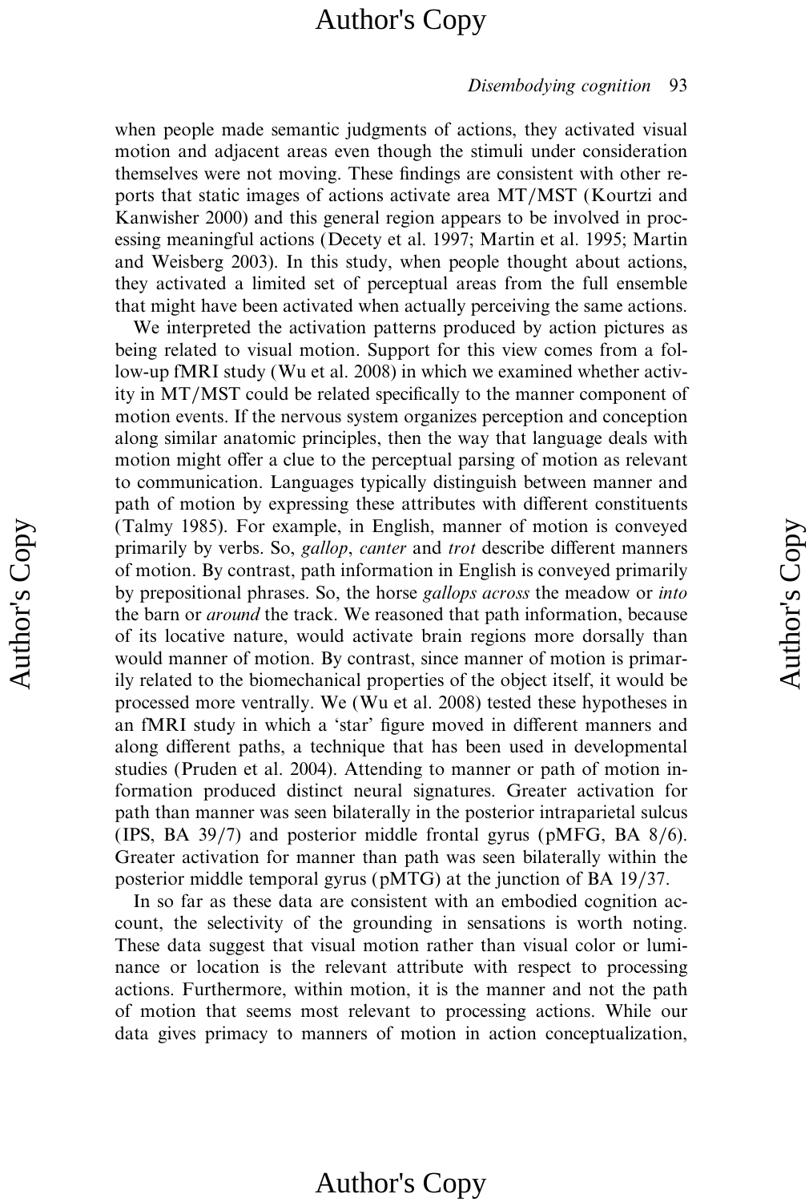when people made semantic judgments of actions, they activated visual motion and adjacent areas even though the stimuli under consideration themselves were not moving. These findings are consistent with other reports that static images of actions activate area MT/MST (Kourtzi and Kanwisher 2000) and this general region appears to be involved in processing meaningful actions (Decety et al. 1997; Martin et al. 1995; Martin and Weisberg 2003). In this study, when people thought about actions, they activated a limited set of perceptual areas from the full ensemble that might have been activated when actually perceiving the same actions.

We interpreted the activation patterns produced by action pictures as being related to visual motion. Support for this view comes from a follow-up fMRI study (Wu et al. 2008) in which we examined whether activity in MT/MST could be related specifically to the manner component of motion events. If the nervous system organizes perception and conception along similar anatomic principles, then the way that language deals with motion might offer a clue to the perceptual parsing of motion as relevant to communication. Languages typically distinguish between manner and path of motion by expressing these attributes with different constituents (Talmy 1985). For example, in English, manner of motion is conveyed primarily by verbs. So, *gallop*, *canter* and *trot* describe different manners of motion. By contrast, path information in English is conveyed primarily by prepositional phrases. So, the horse *gallops across* the meadow or *into* the barn or *around* the track. We reasoned that path information, because of its locative nature, would activate brain regions more dorsally than would manner of motion. By contrast, since manner of motion is primarily related to the biomechanical properties of the object itself, it would be processed more ventrally. We (Wu et al. 2008) tested these hypotheses in an fMRI study in which a 'star' figure moved in different manners and along different paths, a technique that has been used in developmental studies (Pruden et al. 2004). Attending to manner or path of motion information produced distinct neural signatures. Greater activation for path than manner was seen bilaterally in the posterior intraparietal sulcus (IPS, BA 39/7) and posterior middle frontal gyrus (pMFG, BA 8/6). Greater activation for manner than path was seen bilaterally within the posterior middle temporal gyrus (pMTG) at the junction of BA 19/37.

In so far as these data are consistent with an embodied cognition account, the selectivity of the grounding in sensations is worth noting. These data suggest that visual motion rather than visual color or luminance or location is the relevant attribute with respect to processing actions. Furthermore, within motion, it is the manner and not the path of motion that seems most relevant to processing actions. While our data gives primacy to manners of motion in action conceptualization,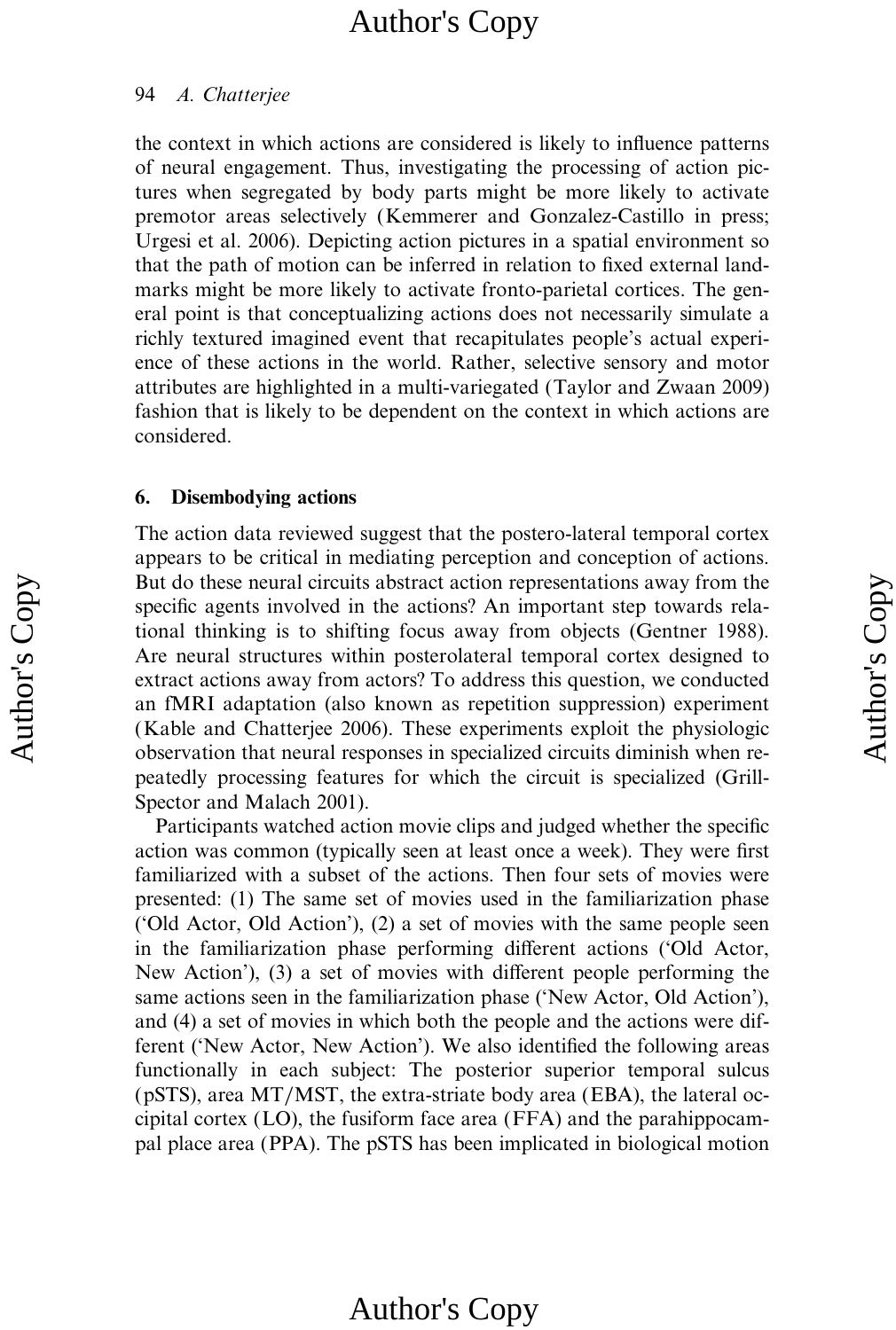the context in which actions are considered is likely to influence patterns of neural engagement. Thus, investigating the processing of action pictures when segregated by body parts might be more likely to activate premotor areas selectively (Kemmerer and Gonzalez-Castillo in press; Urgesi et al. 2006). Depicting action pictures in a spatial environment so that the path of motion can be inferred in relation to fixed external landmarks might be more likely to activate fronto-parietal cortices. The general point is that conceptualizing actions does not necessarily simulate a richly textured imagined event that recapitulates people's actual experience of these actions in the world. Rather, selective sensory and motor attributes are highlighted in a multi-variegated (Taylor and Zwaan 2009) fashion that is likely to be dependent on the context in which actions are considered.

## 6. Disembodying actions

The action data reviewed suggest that the postero-lateral temporal cortex appears to be critical in mediating perception and conception of actions. But do these neural circuits abstract action representations away from the specific agents involved in the actions? An important step towards relational thinking is to shifting focus away from objects (Gentner 1988). Are neural structures within posterolateral temporal cortex designed to extract actions away from actors? To address this question, we conducted an fMRI adaptation (also known as repetition suppression) experiment (Kable and Chatterjee 2006). These experiments exploit the physiologic observation that neural responses in specialized circuits diminish when repeatedly processing features for which the circuit is specialized (Grill-Spector and Malach 2001).

Participants watched action movie clips and judged whether the specific action was common (typically seen at least once a week). They were first familiarized with a subset of the actions. Then four sets of movies were presented: (1) The same set of movies used in the familiarization phase ('Old Actor, Old Action'), (2) a set of movies with the same people seen in the familiarization phase performing different actions ('Old Actor, New Action'), (3) a set of movies with different people performing the same actions seen in the familiarization phase ('New Actor, Old Action'), and (4) a set of movies in which both the people and the actions were different ('New Actor, New Action'). We also identified the following areas functionally in each subject: The posterior superior temporal sulcus (pSTS), area MT/MST, the extra-striate body area (EBA), the lateral occipital cortex (LO), the fusiform face area (FFA) and the parahippocampal place area (PPA). The pSTS has been implicated in biological motion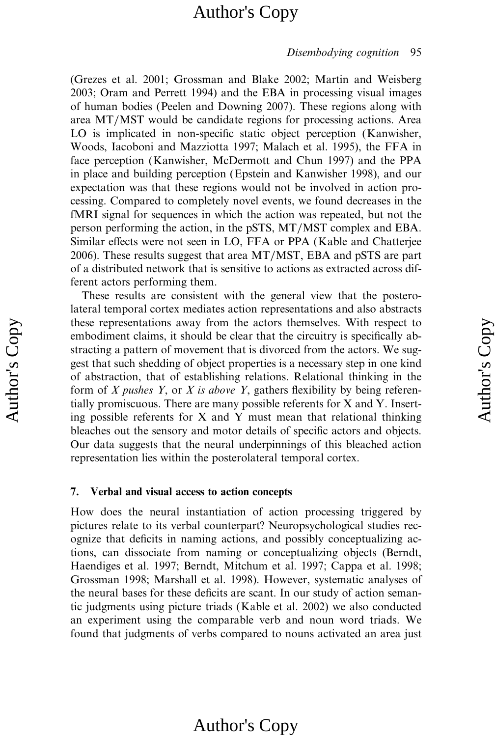(Grezes et al. 2001; Grossman and Blake 2002; Martin and Weisberg 2003; Oram and Perrett 1994) and the EBA in processing visual images of human bodies (Peelen and Downing 2007). These regions along with area MT/MST would be candidate regions for processing actions. Area LO is implicated in non-specific static object perception (Kanwisher, Woods, Iacoboni and Mazziotta 1997; Malach et al. 1995), the FFA in face perception (Kanwisher, McDermott and Chun 1997) and the PPA in place and building perception (Epstein and Kanwisher 1998), and our expectation was that these regions would not be involved in action processing. Compared to completely novel events, we found decreases in the fMRI signal for sequences in which the action was repeated, but not the person performing the action, in the pSTS, MT/MST complex and EBA. Similar effects were not seen in LO, FFA or PPA (Kable and Chatterjee 2006). These results suggest that area MT/MST, EBA and pSTS are part of a distributed network that is sensitive to actions as extracted across different actors performing them.

These results are consistent with the general view that the posterolateral temporal cortex mediates action representations and also abstracts these representations away from the actors themselves. With respect to embodiment claims, it should be clear that the circuitry is specifically abstracting a pattern of movement that is divorced from the actors. We suggest that such shedding of object properties is a necessary step in one kind of abstraction, that of establishing relations. Relational thinking in the form of *X pushes Y*, or *X is above Y*, gathers flexibility by being referentially promiscuous. There are many possible referents for X and Y. Inserting possible referents for X and Y must mean that relational thinking bleaches out the sensory and motor details of specific actors and objects. Our data suggests that the neural underpinnings of this bleached action representation lies within the posterolateral temporal cortex.

## 7. Verbal and visual access to action concepts

How does the neural instantiation of action processing triggered by pictures relate to its verbal counterpart? Neuropsychological studies recognize that deficits in naming actions, and possibly conceptualizing actions, can dissociate from naming or conceptualizing objects (Berndt, Haendiges et al. 1997; Berndt, Mitchum et al. 1997; Cappa et al. 1998; Grossman 1998; Marshall et al. 1998). However, systematic analyses of the neural bases for these deficits are scant. In our study of action semantic judgments using picture triads (Kable et al. 2002) we also conducted an experiment using the comparable verb and noun word triads. We found that judgments of verbs compared to nouns activated an area just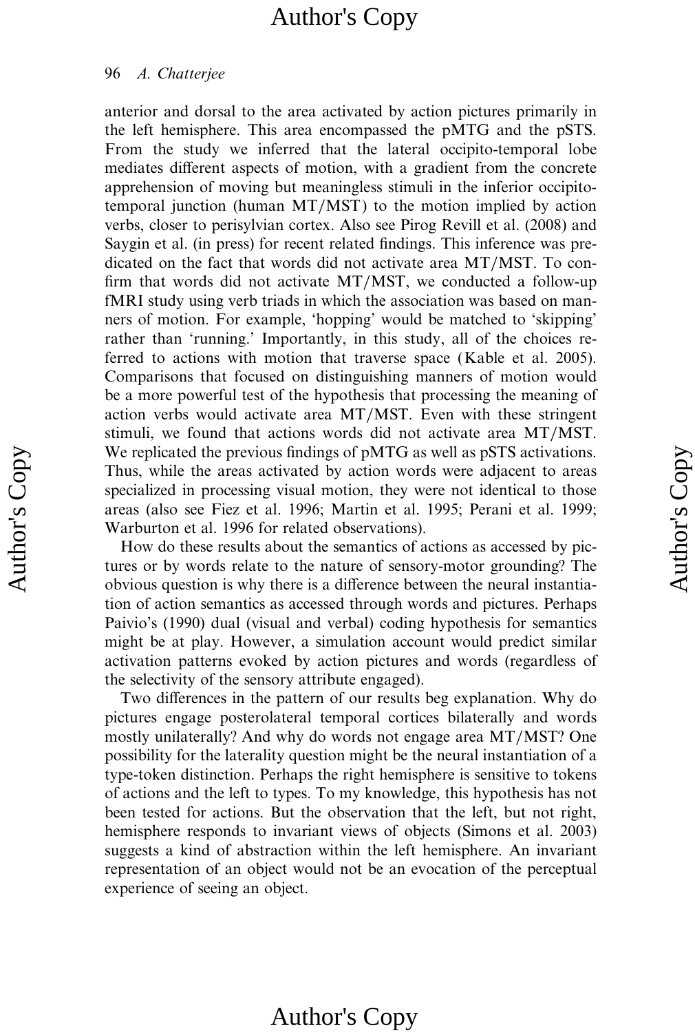anterior and dorsal to the area activated by action pictures primarily in the left hemisphere. This area encompassed the pMTG and the pSTS. From the study we inferred that the lateral occipito-temporal lobe mediates different aspects of motion, with a gradient from the concrete apprehension of moving but meaningless stimuli in the inferior occipito-temporal junction (human MT/MST) to the motion implied by action verbs, closer to perisylvian cortex. Also see Pirog Revill et al. (2008) and Saygin et al. (in press) for recent related findings. This inference was predicated on the fact that words did not activate area MT/MST. To confirm that words did not activate MT/MST, we conducted a follow-up fMRI study using verb triads in which the association was based on manners of motion. For example, 'hopping' would be matched to 'skipping' rather than 'running.' Importantly, in this study, all of the choices referred to actions with motion that traverse space (Kable et al. 2005). Comparisons that focused on distinguishing manners of motion would be a more powerful test of the hypothesis that processing the meaning of action verbs would activate area MT/MST. Even with these stringent stimuli, we found that actions words did not activate area MT/MST. We replicated the previous findings of pMTG as well as pSTS activations. Thus, while the areas activated by action words were adjacent to areas specialized in processing visual motion, they were not identical to those areas (also see Fiez et al. 1996; Martin et al. 1995; Perani et al. 1999; Warburton et al. 1996 for related observations).

How do these results about the semantics of actions as accessed by pictures or by words relate to the nature of sensory-motor grounding? The obvious question is why there is a difference between the neural instantiation of action semantics as accessed through words and pictures. Perhaps Paivio's (1990) dual (visual and verbal) coding hypothesis for semantics might be at play. However, a simulation account would predict similar activation patterns evoked by action pictures and words (regardless of the selectivity of the sensory attribute engaged).

Two differences in the pattern of our results beg explanation. Why do pictures engage posterolateral temporal cortices bilaterally and words mostly unilaterally? And why do words not engage area MT/MST? One possibility for the laterality question might be the neural instantiation of a type-token distinction. Perhaps the right hemisphere is sensitive to tokens of actions and the left to types. To my knowledge, this hypothesis has not been tested for actions. But the observation that the left, but not right, hemisphere responds to invariant views of objects (Simons et al. 2003) suggests a kind of abstraction within the left hemisphere. An invariant representation of an object would not be an evocation of the perceptual experience of seeing an object.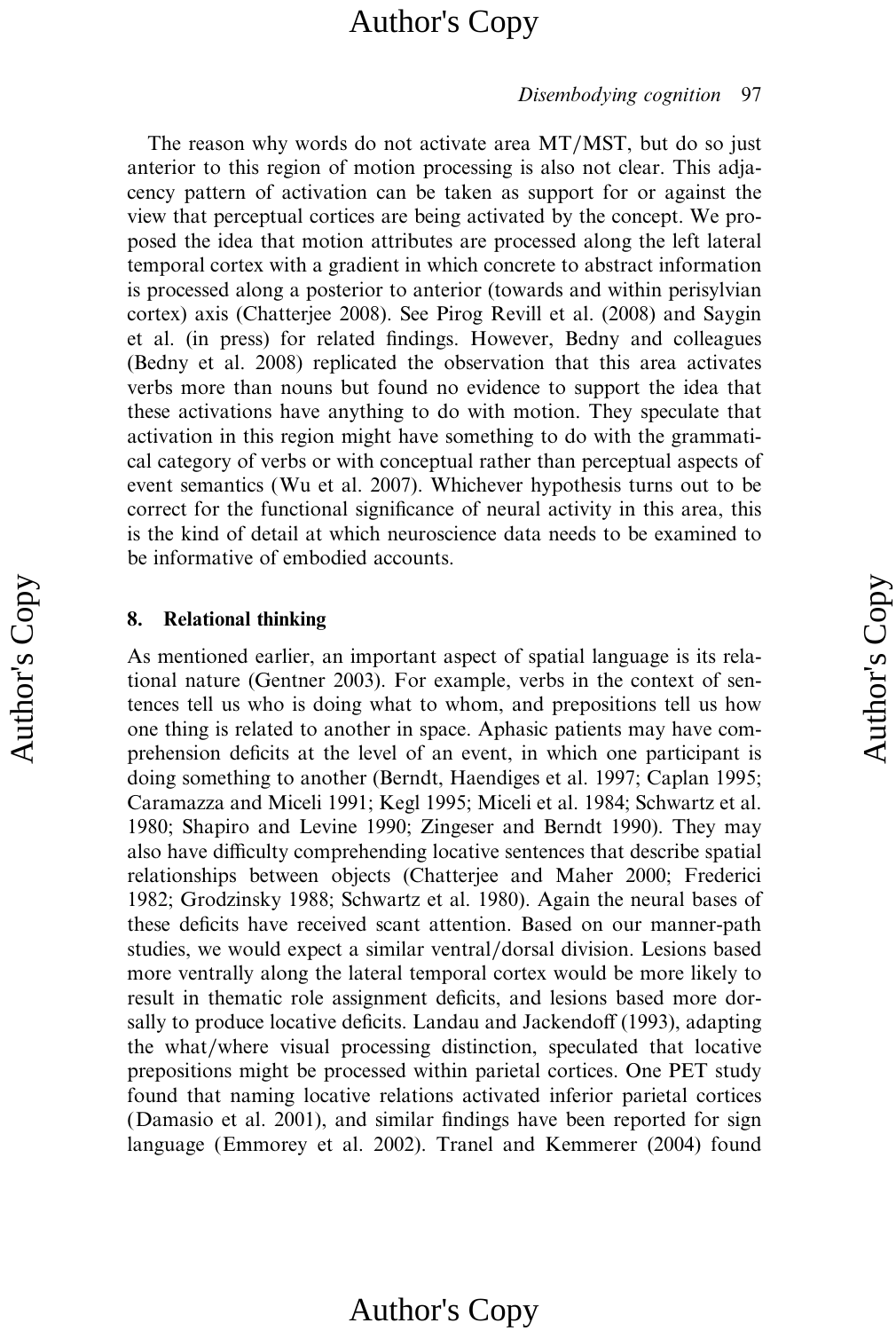The reason why words do not activate area MT/MST, but do so just anterior to this region of motion processing is also not clear. This adjacency pattern of activation can be taken as support for or against the view that perceptual cortices are being activated by the concept. We proposed the idea that motion attributes are processed along the left lateral temporal cortex with a gradient in which concrete to abstract information is processed along a posterior to anterior (towards and within perisylvian cortex) axis (Chatterjee 2008). See Pirog Revill et al. (2008) and Saygin et al. (in press) for related findings. However, Bedny and colleagues (Bedny et al. 2008) replicated the observation that this area activates verbs more than nouns but found no evidence to support the idea that these activations have anything to do with motion. They speculate that activation in this region might have something to do with the grammatical category of verbs or with conceptual rather than perceptual aspects of event semantics (Wu et al. 2007). Whichever hypothesis turns out to be correct for the functional significance of neural activity in this area, this is the kind of detail at which neuroscience data needs to be examined to be informative of embodied accounts.

## 8. Relational thinking

As mentioned earlier, an important aspect of spatial language is its relational nature (Gentner 2003). For example, verbs in the context of sentences tell us who is doing what to whom, and prepositions tell us how one thing is related to another in space. Aphasic patients may have comprehension deficits at the level of an event, in which one participant is doing something to another (Berndt, Haendiges et al. 1997; Caplan 1995; Caramazza and Miceli 1991; Kegl 1995; Miceli et al. 1984; Schwartz et al. 1980; Shapiro and Levine 1990; Zingeser and Berndt 1990). They may also have difficulty comprehending locative sentences that describe spatial relationships between objects (Chatterjee and Maher 2000; Frederici 1982; Grodzinsky 1988; Schwartz et al. 1980). Again the neural bases of these deficits have received scant attention. Based on our manner-path studies, we would expect a similar ventral/dorsal division. Lesions based more ventrally along the lateral temporal cortex would be more likely to result in thematic role assignment deficits, and lesions based more dorsally to produce locative deficits. Landau and Jackendoff (1993), adapting the what/where visual processing distinction, speculated that locative prepositions might be processed within parietal cortices. One PET study found that naming locative relations activated inferior parietal cortices (Damasio et al. 2001), and similar findings have been reported for sign language (Emmorey et al. 2002). Tranel and Kemmerer (2004) found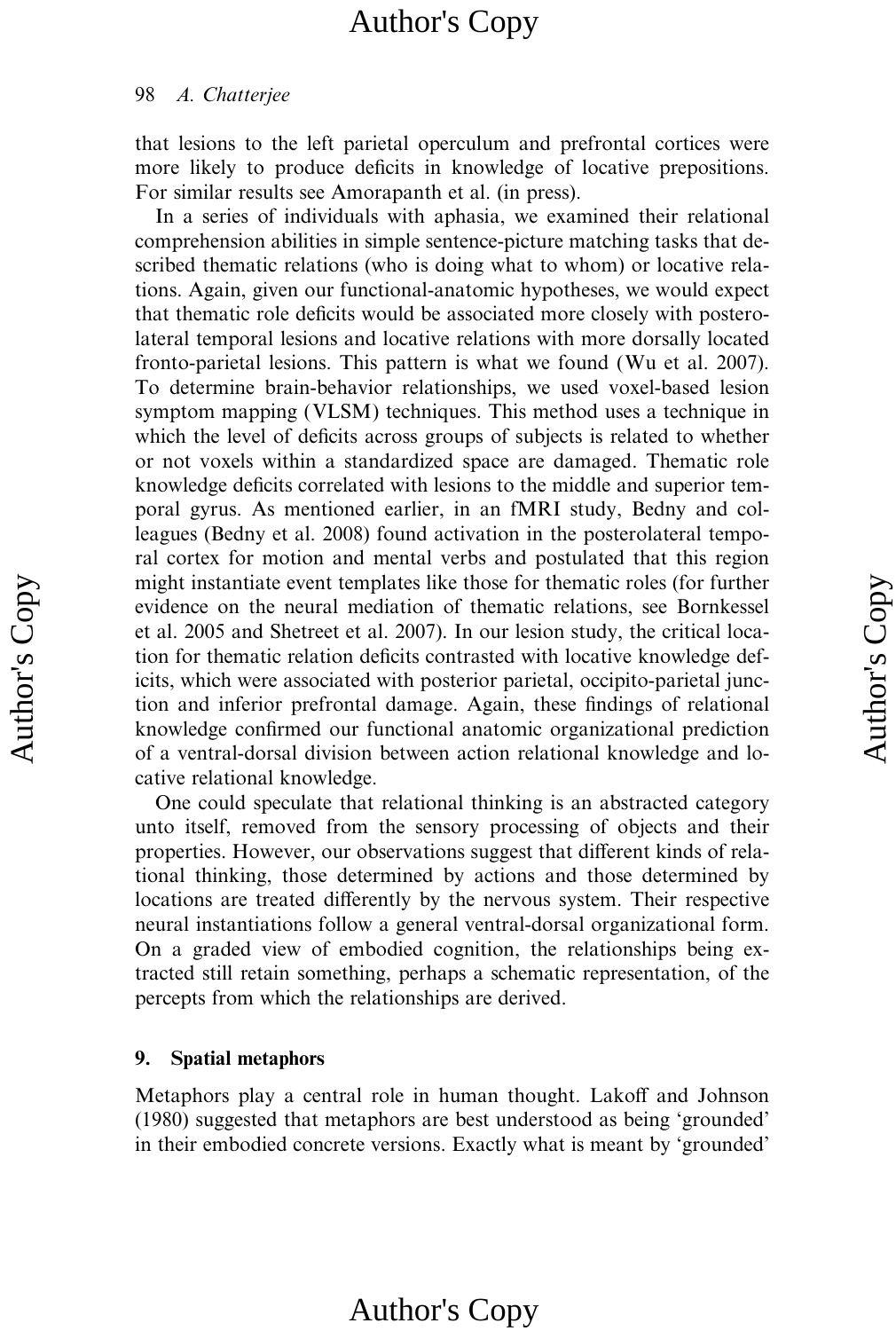that lesions to the left parietal operculum and prefrontal cortices were more likely to produce deficits in knowledge of locative prepositions. For similar results see Amorapanth et al. (in press).

In a series of individuals with aphasia, we examined their relational comprehension abilities in simple sentence-picture matching tasks that described thematic relations (who is doing what to whom) or locative relations. Again, given our functional-anatomic hypotheses, we would expect that thematic role deficits would be associated more closely with posterolateral temporal lesions and locative relations with more dorsally located fronto-parietal lesions. This pattern is what we found (Wu et al. 2007). To determine brain-behavior relationships, we used voxel-based lesion symptom mapping (VLSM) techniques. This method uses a technique in which the level of deficits across groups of subjects is related to whether or not voxels within a standardized space are damaged. Thematic role knowledge deficits correlated with lesions to the middle and superior temporal gyrus. As mentioned earlier, in an fMRI study, Bedny and colleagues (Bedny et al. 2008) found activation in the posterolateral temporal cortex for motion and mental verbs and postulated that this region might instantiate event templates like those for thematic roles (for further evidence on the neural mediation of thematic relations, see Bornkessel et al. 2005 and Shetreet et al. 2007). In our lesion study, the critical location for thematic relation deficits contrasted with locative knowledge deficits, which were associated with posterior parietal, occipito-parietal junction and inferior prefrontal damage. Again, these findings of relational knowledge confirmed our functional anatomic organizational prediction of a ventral-dorsal division between action relational knowledge and locative relational knowledge.

One could speculate that relational thinking is an abstracted category unto itself, removed from the sensory processing of objects and their properties. However, our observations suggest that different kinds of relational thinking, those determined by actions and those determined by locations are treated differently by the nervous system. Their respective neural instantiations follow a general ventral-dorsal organizational form. On a graded view of embodied cognition, the relationships being extracted still retain something, perhaps a schematic representation, of the percepts from which the relationships are derived.

## 9. Spatial metaphors

Metaphors play a central role in human thought. Lakoff and Johnson (1980) suggested that metaphors are best understood as being 'grounded' in their embodied concrete versions. Exactly what is meant by 'grounded'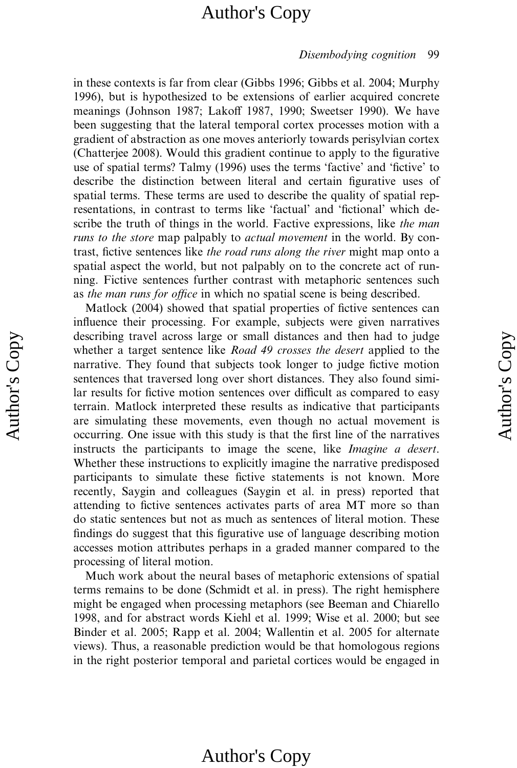in these contexts is far from clear (Gibbs 1996; Gibbs et al. 2004; Murphy 1996), but is hypothesized to be extensions of earlier acquired concrete meanings (Johnson 1987; Lakoff 1987, 1990; Sweetser 1990). We have been suggesting that the lateral temporal cortex processes motion with a gradient of abstraction as one moves anteriorly towards perisylvian cortex (Chatterjee 2008). Would this gradient continue to apply to the figurative use of spatial terms? Talmy (1996) uses the terms 'factive' and 'fictive' to describe the distinction between literal and certain figurative uses of spatial terms. These terms are used to describe the quality of spatial representations, in contrast to terms like 'factual' and 'fictional' which describe the truth of things in the world. Factive expressions, like *the man runs to the store* map palpably to *actual movement* in the world. By contrast, fictive sentences like *the road runs along the river* might map onto a spatial aspect the world, but not palpably on to the concrete act of running. Fictive sentences further contrast with metaphoric sentences such as *the man runs for office* in which no spatial scene is being described.

Matlock (2004) showed that spatial properties of fictive sentences can influence their processing. For example, subjects were given narratives describing travel across large or small distances and then had to judge whether a target sentence like *Road 49 crosses the desert* applied to the narrative. They found that subjects took longer to judge fictive motion sentences that traversed long over short distances. They also found similar results for fictive motion sentences over difficult as compared to easy terrain. Matlock interpreted these results as indicative that participants are simulating these movements, even though no actual movement is occurring. One issue with this study is that the first line of the narratives instructs the participants to image the scene, like *Imagine a desert*. Whether these instructions to explicitly imagine the narrative predisposed participants to simulate these fictive statements is not known. More recently, Saygin and colleagues (Saygin et al. in press) reported that attending to fictive sentences activates parts of area MT more so than do static sentences but not as much as sentences of literal motion. These findings do suggest that this figurative use of language describing motion accesses motion attributes perhaps in a graded manner compared to the processing of literal motion.

Much work about the neural bases of metaphoric extensions of spatial terms remains to be done (Schmidt et al. in press). The right hemisphere might be engaged when processing metaphors (see Beeman and Chiarello 1998, and for abstract words Kiehl et al. 1999; Wise et al. 2000; but see Binder et al. 2005; Rapp et al. 2004; Wallentin et al. 2005 for alternate views). Thus, a reasonable prediction would be that homologous regions in the right posterior temporal and parietal cortices would be engaged in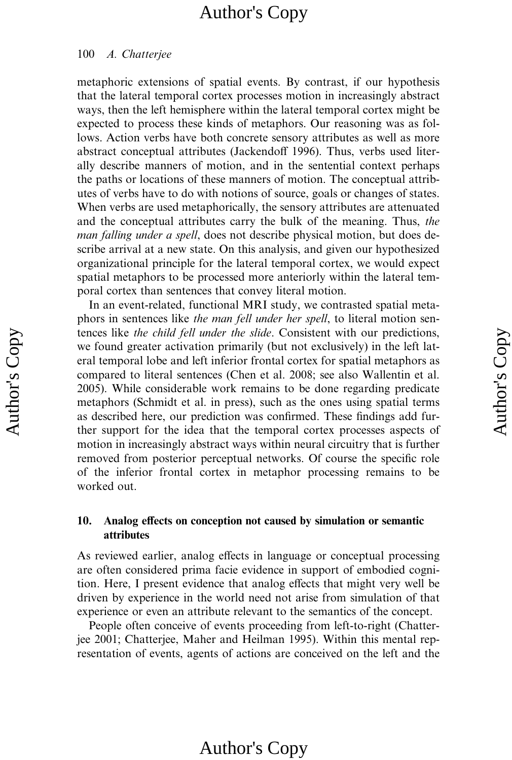metaphoric extensions of spatial events. By contrast, if our hypothesis that the lateral temporal cortex processes motion in increasingly abstract ways, then the left hemisphere within the lateral temporal cortex might be expected to process these kinds of metaphors. Our reasoning was as follows. Action verbs have both concrete sensory attributes as well as more abstract conceptual attributes (Jackendoff 1996). Thus, verbs used literally describe manners of motion, and in the sentential context perhaps the paths or locations of these manners of motion. The conceptual attributes of verbs have to do with notions of source, goals or changes of states. When verbs are used metaphorically, the sensory attributes are attenuated and the conceptual attributes carry the bulk of the meaning. Thus, *the man falling under a spell*, does not describe physical motion, but does describe arrival at a new state. On this analysis, and given our hypothesized organizational principle for the lateral temporal cortex, we would expect spatial metaphors to be processed more anteriorly within the lateral temporal cortex than sentences that convey literal motion.

In an event-related, functional MRI study, we contrasted spatial metaphors in sentences like *the man fell under her spell*, to literal motion sentences like *the child fell under the slide*. Consistent with our predictions, we found greater activation primarily (but not exclusively) in the left lateral temporal lobe and left inferior frontal cortex for spatial metaphors as compared to literal sentences (Chen et al. 2008; see also Wallentin et al. 2005). While considerable work remains to be done regarding predicate metaphors (Schmidt et al. in press), such as the ones using spatial terms as described here, our prediction was confirmed. These findings add further support for the idea that the temporal cortex processes aspects of motion in increasingly abstract ways within neural circuitry that is further removed from posterior perceptual networks. Of course the specific role of the inferior frontal cortex in metaphor processing remains to be worked out.

## 10. Analog effects on conception not caused by simulation or semantic attributes

As reviewed earlier, analog effects in language or conceptual processing are often considered prima facie evidence in support of embodied cognition. Here, I present evidence that analog effects that might very well be driven by experience in the world need not arise from simulation of that experience or even an attribute relevant to the semantics of the concept.

People often conceive of events proceeding from left-to-right (Chatterjee 2001; Chatterjee, Maher and Heilman 1995). Within this mental representation of events, agents of actions are conceived on the left and the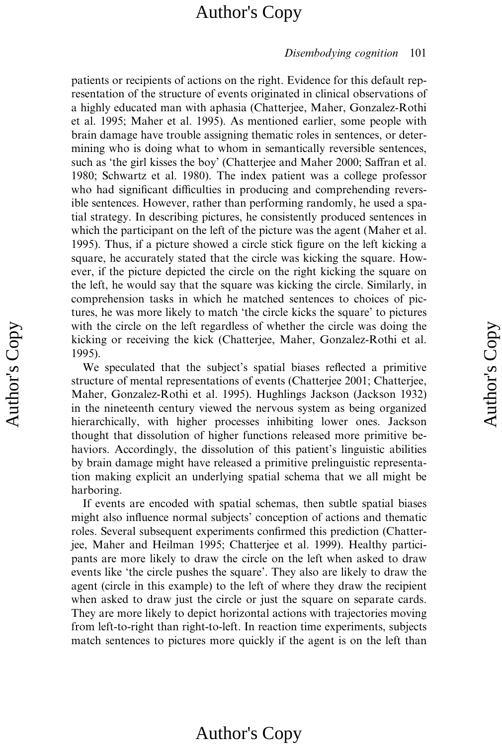patients or recipients of actions on the right. Evidence for this default representation of the structure of events originated in clinical observations of a highly educated man with aphasia (Chatterjee, Maher, Gonzalez-Rothi et al. 1995; Maher et al. 1995). As mentioned earlier, some people with brain damage have trouble assigning thematic roles in sentences, or determining who is doing what to whom in semantically reversible sentences, such as 'the girl kisses the boy' (Chatterjee and Maher 2000; Saffran et al. 1980; Schwartz et al. 1980). The index patient was a college professor who had significant difficulties in producing and comprehending reversible sentences. However, rather than performing randomly, he used a spatial strategy. In describing pictures, he consistently produced sentences in which the participant on the left of the picture was the agent (Maher et al. 1995). Thus, if a picture showed a circle stick figure on the left kicking a square, he accurately stated that the circle was kicking the square. However, if the picture depicted the circle on the right kicking the square on the left, he would say that the square was kicking the circle. Similarly, in comprehension tasks in which he matched sentences to choices of pictures, he was more likely to match 'the circle kicks the square' to pictures with the circle on the left regardless of whether the circle was doing the kicking or receiving the kick (Chatterjee, Maher, Gonzalez-Rothi et al. 1995).

We speculated that the subject's spatial biases reflected a primitive structure of mental representations of events (Chatterjee 2001; Chatterjee, Maher, Gonzalez-Rothi et al. 1995). Hughlings Jackson (Jackson 1932) in the nineteenth century viewed the nervous system as being organized hierarchically, with higher processes inhibiting lower ones. Jackson thought that dissolution of higher functions released more primitive behaviors. Accordingly, the dissolution of this patient's linguistic abilities by brain damage might have released a primitive prelinguistic representation making explicit an underlying spatial schema that we all might be harboring.

If events are encoded with spatial schemas, then subtle spatial biases might also influence normal subjects' conception of actions and thematic roles. Several subsequent experiments confirmed this prediction (Chatterjee, Maher and Heilman 1995; Chatterjee et al. 1999). Healthy participants are more likely to draw the circle on the left when asked to draw events like 'the circle pushes the square'. They also are likely to draw the agent (circle in this example) to the left of where they draw the recipient when asked to draw just the circle or just the square on separate cards. They are more likely to depict horizontal actions with trajectories moving from left-to-right than right-to-left. In reaction time experiments, subjects match sentences to pictures more quickly if the agent is on the left than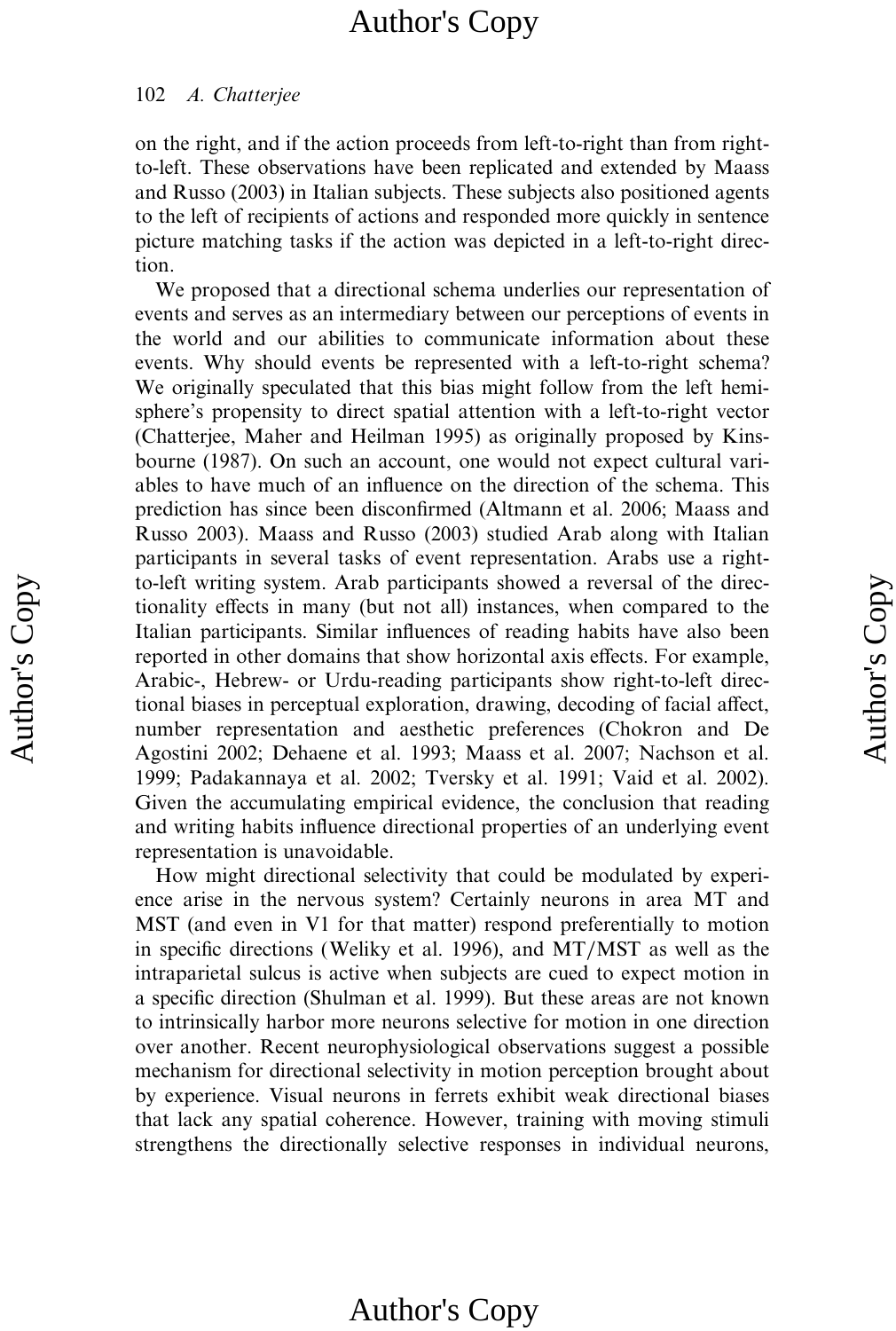on the right, and if the action proceeds from left-to-right than from right-to-left. These observations have been replicated and extended by Maass and Russo (2003) in Italian subjects. These subjects also positioned agents to the left of recipients of actions and responded more quickly in sentence picture matching tasks if the action was depicted in a left-to-right direction.

We proposed that a directional schema underlies our representation of events and serves as an intermediary between our perceptions of events in the world and our abilities to communicate information about these events. Why should events be represented with a left-to-right schema? We originally speculated that this bias might follow from the left hemisphere's propensity to direct spatial attention with a left-to-right vector (Chatterjee, Maher and Heilman 1995) as originally proposed by Kinsbourne (1987). On such an account, one would not expect cultural variables to have much of an influence on the direction of the schema. This prediction has since been disconfirmed (Altmann et al. 2006; Maass and Russo 2003). Maass and Russo (2003) studied Arab along with Italian participants in several tasks of event representation. Arabs use a right-to-left writing system. Arab participants showed a reversal of the directionality effects in many (but not all) instances, when compared to the Italian participants. Similar influences of reading habits have also been reported in other domains that show horizontal axis effects. For example, Arabic-, Hebrew- or Urdu-reading participants show right-to-left directional biases in perceptual exploration, drawing, decoding of facial affect, number representation and aesthetic preferences (Chokron and De Agostini 2002; Dehaene et al. 1993; Maass et al. 2007; Nachson et al. 1999; Padakannaya et al. 2002; Tversky et al. 1991; Vaid et al. 2002). Given the accumulating empirical evidence, the conclusion that reading and writing habits influence directional properties of an underlying event representation is unavoidable.

How might directional selectivity that could be modulated by experience arise in the nervous system? Certainly neurons in area MT and MST (and even in V1 for that matter) respond preferentially to motion in specific directions (Weliky et al. 1996), and MT/MST as well as the intraparietal sulcus is active when subjects are cued to expect motion in a specific direction (Shulman et al. 1999). But these areas are not known to intrinsically harbor more neurons selective for motion in one direction over another. Recent neurophysiological observations suggest a possible mechanism for directional selectivity in motion perception brought about by experience. Visual neurons in ferrets exhibit weak directional biases that lack any spatial coherence. However, training with moving stimuli strengthens the directionally selective responses in individual neurons,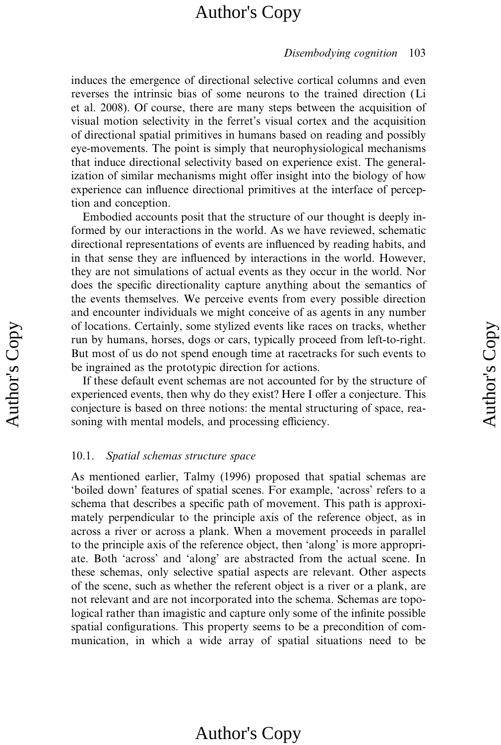induces the emergence of directional selective cortical columns and even reverses the intrinsic bias of some neurons to the trained direction (Li et al. 2008). Of course, there are many steps between the acquisition of visual motion selectivity in the ferret's visual cortex and the acquisition of directional spatial primitives in humans based on reading and possibly eye-movements. The point is simply that neurophysiological mechanisms that induce directional selectivity based on experience exist. The generalization of similar mechanisms might offer insight into the biology of how experience can influence directional primitives at the interface of perception and conception.

Embodied accounts posit that the structure of our thought is deeply informed by our interactions in the world. As we have reviewed, schematic directional representations of events are influenced by reading habits, and in that sense they are influenced by interactions in the world. However, they are not simulations of actual events as they occur in the world. Nor does the specific directionality capture anything about the semantics of the events themselves. We perceive events from every possible direction and encounter individuals we might conceive of as agents in any number of locations. Certainly, some stylized events like races on tracks, whether run by humans, horses, dogs or cars, typically proceed from left-to-right. But most of us do not spend enough time at racetracks for such events to be ingrained as the prototypic direction for actions.

If these default event schemas are not accounted for by the structure of experienced events, then why do they exist? Here I offer a conjecture. This conjecture is based on three notions: the mental structuring of space, reasoning with mental models, and processing efficiency.

### 10.1. *Spatial schemas structure space*

As mentioned earlier, Talmy (1996) proposed that spatial schemas are 'boiled down' features of spatial scenes. For example, 'across' refers to a schema that describes a specific path of movement. This path is approximately perpendicular to the principle axis of the reference object, as in across a river or across a plank. When a movement proceeds in parallel to the principle axis of the reference object, then 'along' is more appropriate. Both 'across' and 'along' are abstracted from the actual scene. In these schemas, only selective spatial aspects are relevant. Other aspects of the scene, such as whether the referent object is a river or a plank, are not relevant and are not incorporated into the schema. Schemas are topological rather than imagistic and capture only some of the infinite possible spatial configurations. This property seems to be a precondition of communication, in which a wide array of spatial situations need to be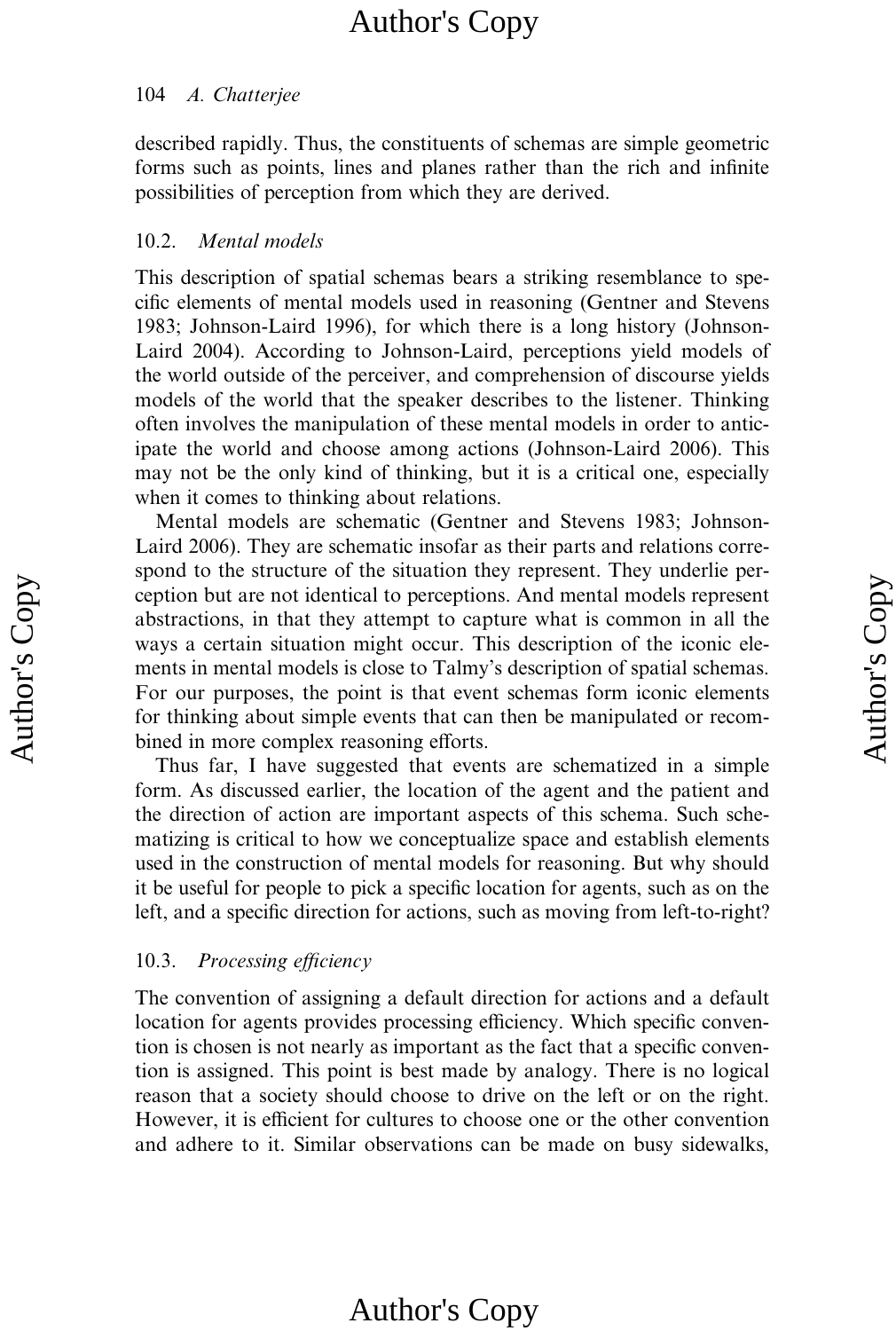described rapidly. Thus, the constituents of schemas are simple geometric forms such as points, lines and planes rather than the rich and infinite possibilities of perception from which they are derived.

### 10.2. *Mental models*

This description of spatial schemas bears a striking resemblance to specific elements of mental models used in reasoning (Gentner and Stevens 1983; Johnson-Laird 1996), for which there is a long history (Johnson-Laird 2004). According to Johnson-Laird, perceptions yield models of the world outside of the perceiver, and comprehension of discourse yields models of the world that the speaker describes to the listener. Thinking often involves the manipulation of these mental models in order to anticipate the world and choose among actions (Johnson-Laird 2006). This may not be the only kind of thinking, but it is a critical one, especially when it comes to thinking about relations.

Mental models are schematic (Gentner and Stevens 1983; Johnson-Laird 2006). They are schematic insofar as their parts and relations correspond to the structure of the situation they represent. They underlie perception but are not identical to perceptions. And mental models represent abstractions, in that they attempt to capture what is common in all the ways a certain situation might occur. This description of the iconic elements in mental models is close to Talmy's description of spatial schemas. For our purposes, the point is that event schemas form iconic elements for thinking about simple events that can then be manipulated or recombined in more complex reasoning efforts.

Thus far, I have suggested that events are schematized in a simple form. As discussed earlier, the location of the agent and the patient and the direction of action are important aspects of this schema. Such schematizing is critical to how we conceptualize space and establish elements used in the construction of mental models for reasoning. But why should it be useful for people to pick a specific location for agents, such as on the left, and a specific direction for actions, such as moving from left-to-right?

### 10.3. *Processing efficiency*

The convention of assigning a default direction for actions and a default location for agents provides processing efficiency. Which specific convention is chosen is not nearly as important as the fact that a specific convention is assigned. This point is best made by analogy. There is no logical reason that a society should choose to drive on the left or on the right. However, it is efficient for cultures to choose one or the other convention and adhere to it. Similar observations can be made on busy sidewalks,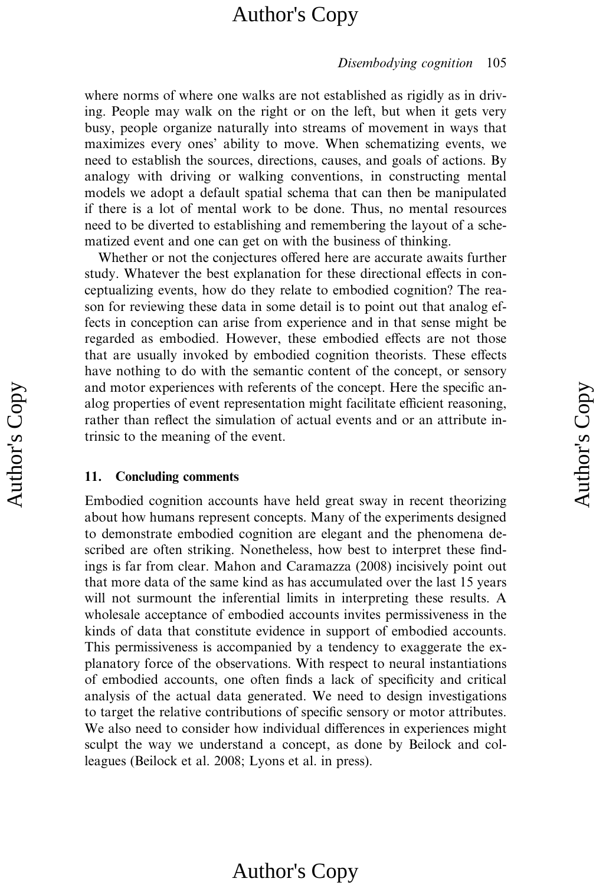where norms of where one walks are not established as rigidly as in driving. People may walk on the right or on the left, but when it gets very busy, people organize naturally into streams of movement in ways that maximizes every ones' ability to move. When schematizing events, we need to establish the sources, directions, causes, and goals of actions. By analogy with driving or walking conventions, in constructing mental models we adopt a default spatial schema that can then be manipulated if there is a lot of mental work to be done. Thus, no mental resources need to be diverted to establishing and remembering the layout of a schematized event and one can get on with the business of thinking.

Whether or not the conjectures offered here are accurate awaits further study. Whatever the best explanation for these directional effects in conceptualizing events, how do they relate to embodied cognition? The reason for reviewing these data in some detail is to point out that analog effects in conception can arise from experience and in that sense might be regarded as embodied. However, these embodied effects are not those that are usually invoked by embodied cognition theorists. These effects have nothing to do with the semantic content of the concept, or sensory and motor experiences with referents of the concept. Here the specific analog properties of event representation might facilitate efficient reasoning, rather than reflect the simulation of actual events and or an attribute intrinsic to the meaning of the event.

## 11. Concluding comments

Embodied cognition accounts have held great sway in recent theorizing about how humans represent concepts. Many of the experiments designed to demonstrate embodied cognition are elegant and the phenomena described are often striking. Nonetheless, how best to interpret these findings is far from clear. Mahon and Caramazza (2008) incisively point out that more data of the same kind as has accumulated over the last 15 years will not surmount the inferential limits in interpreting these results. A wholesale acceptance of embodied accounts invites permissiveness in the kinds of data that constitute evidence in support of embodied accounts. This permissiveness is accompanied by a tendency to exaggerate the explanatory force of the observations. With respect to neural instantiations of embodied accounts, one often finds a lack of specificity and critical analysis of the actual data generated. We need to design investigations to target the relative contributions of specific sensory or motor attributes. We also need to consider how individual differences in experiences might sculpt the way we understand a concept, as done by Beilock and colleagues (Beilock et al. 2008; Lyons et al. in press).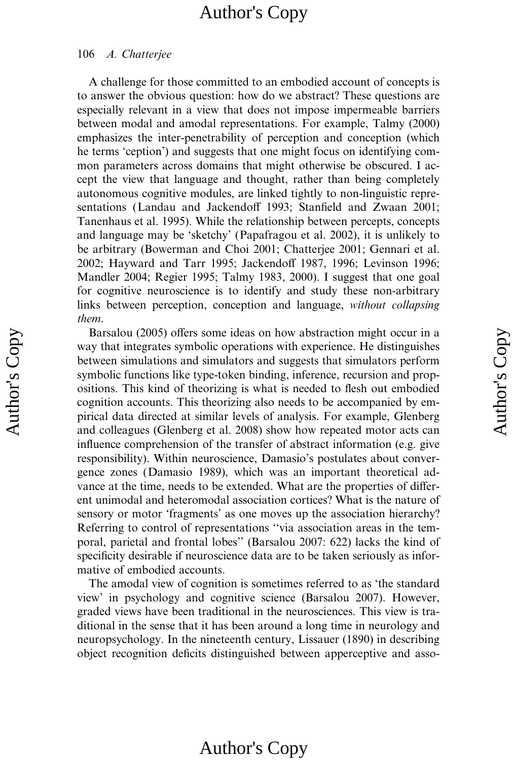A challenge for those committed to an embodied account of concepts is to answer the obvious question: how do we abstract? These questions are especially relevant in a view that does not impose impermeable barriers between modal and amodal representations. For example, Talmy (2000) emphasizes the inter-penetrability of perception and conception (which he terms 'ception') and suggests that one might focus on identifying common parameters across domains that might otherwise be obscured. I accept the view that language and thought, rather than being completely autonomous cognitive modules, are linked tightly to non-linguistic representations (Landau and Jackendoff 1993; Stanfield and Zwaan 2001; Tanenhaus et al. 1995). While the relationship between percepts, concepts and language may be 'sketchy' (Papafragou et al. 2002), it is unlikely to be arbitrary (Bowerman and Choi 2001; Chatterjee 2001; Gennari et al. 2002; Hayward and Tarr 1995; Jackendoff 1987, 1996; Levinson 1996; Mandler 2004; Regier 1995; Talmy 1983, 2000). I suggest that one goal for cognitive neuroscience is to identify and study these non-arbitrary links between perception, conception and language, *without collapsing them*.

Barsalou (2005) offers some ideas on how abstraction might occur in a way that integrates symbolic operations with experience. He distinguishes between simulations and simulators and suggests that simulators perform symbolic functions like type-token binding, inference, recursion and propositions. This kind of theorizing is what is needed to flesh out embodied cognition accounts. This theorizing also needs to be accompanied by empirical data directed at similar levels of analysis. For example, Glenberg and colleagues (Glenberg et al. 2008) show how repeated motor acts can influence comprehension of the transfer of abstract information (e.g. give responsibility). Within neuroscience, Damasio's postulates about convergence zones (Damasio 1989), which was an important theoretical advance at the time, needs to be extended. What are the properties of different unimodal and heteromodal association cortices? What is the nature of sensory or motor 'fragments' as one moves up the association hierarchy? Referring to control of representations "via association areas in the temporal, parietal and frontal lobes" (Barsalou 2007: 622) lacks the kind of specificity desirable if neuroscience data are to be taken seriously as informative of embodied accounts.

The amodal view of cognition is sometimes referred to as 'the standard view' in psychology and cognitive science (Barsalou 2007). However, graded views have been traditional in the neurosciences. This view is traditional in the sense that it has been around a long time in neurology and neuropsychology. In the nineteenth century, Lissauer (1890) in describing object recognition deficits distinguished between apperceptive and asso-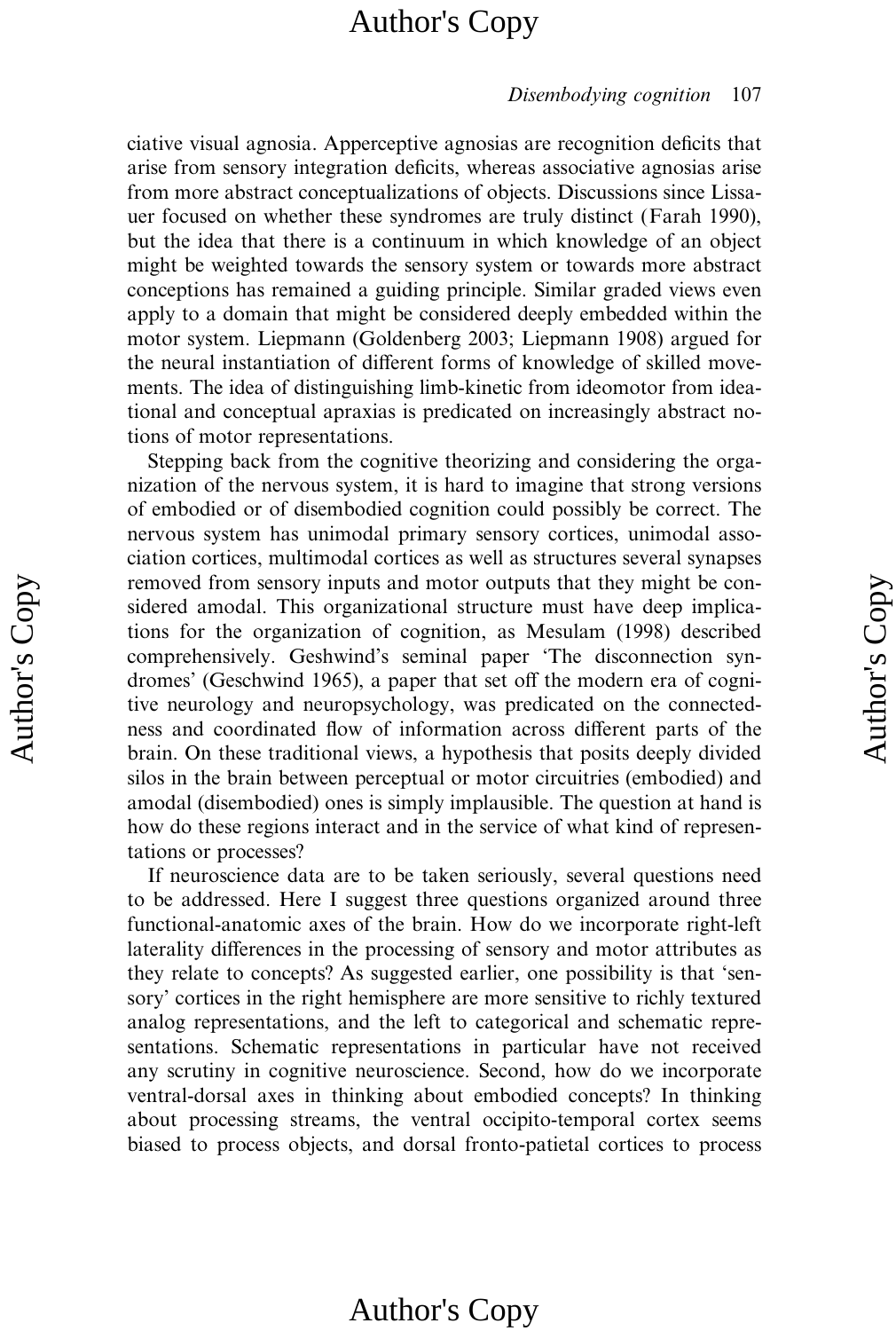ciative visual agnosia. Apperceptive agnosias are recognition deficits that arise from sensory integration deficits, whereas associative agnosias arise from more abstract conceptualizations of objects. Discussions since Lissauer focused on whether these syndromes are truly distinct (Farah 1990), but the idea that there is a continuum in which knowledge of an object might be weighted towards the sensory system or towards more abstract conceptions has remained a guiding principle. Similar graded views even apply to a domain that might be considered deeply embedded within the motor system. Liepmann (Goldenberg 2003; Liepmann 1908) argued for the neural instantiation of different forms of knowledge of skilled movements. The idea of distinguishing limb-kinetic from ideomotor from ideational and conceptual apraxias is predicated on increasingly abstract notions of motor representations.

Stepping back from the cognitive theorizing and considering the organization of the nervous system, it is hard to imagine that strong versions of embodied or of disembodied cognition could possibly be correct. The nervous system has unimodal primary sensory cortices, unimodal association cortices, multimodal cortices as well as structures several synapses removed from sensory inputs and motor outputs that they might be considered amodal. This organizational structure must have deep implications for the organization of cognition, as Mesulam (1998) described comprehensively. Geshwind's seminal paper 'The disconnection syndromes' (Geschwind 1965), a paper that set off the modern era of cognitive neurology and neuropsychology, was predicated on the connectedness and coordinated flow of information across different parts of the brain. On these traditional views, a hypothesis that posits deeply divided silos in the brain between perceptual or motor circuitries (embodied) and amodal (disembodied) ones is simply implausible. The question at hand is how do these regions interact and in the service of what kind of representations or processes?

If neuroscience data are to be taken seriously, several questions need to be addressed. Here I suggest three questions organized around three functional-anatomic axes of the brain. How do we incorporate right-left laterality differences in the processing of sensory and motor attributes as they relate to concepts? As suggested earlier, one possibility is that 'sensory' cortices in the right hemisphere are more sensitive to richly textured analog representations, and the left to categorical and schematic representations. Schematic representations in particular have not received any scrutiny in cognitive neuroscience. Second, how do we incorporate ventral-dorsal axes in thinking about embodied concepts? In thinking about processing streams, the ventral occipito-temporal cortex seems biased to process objects, and dorsal fronto-patietal cortices to process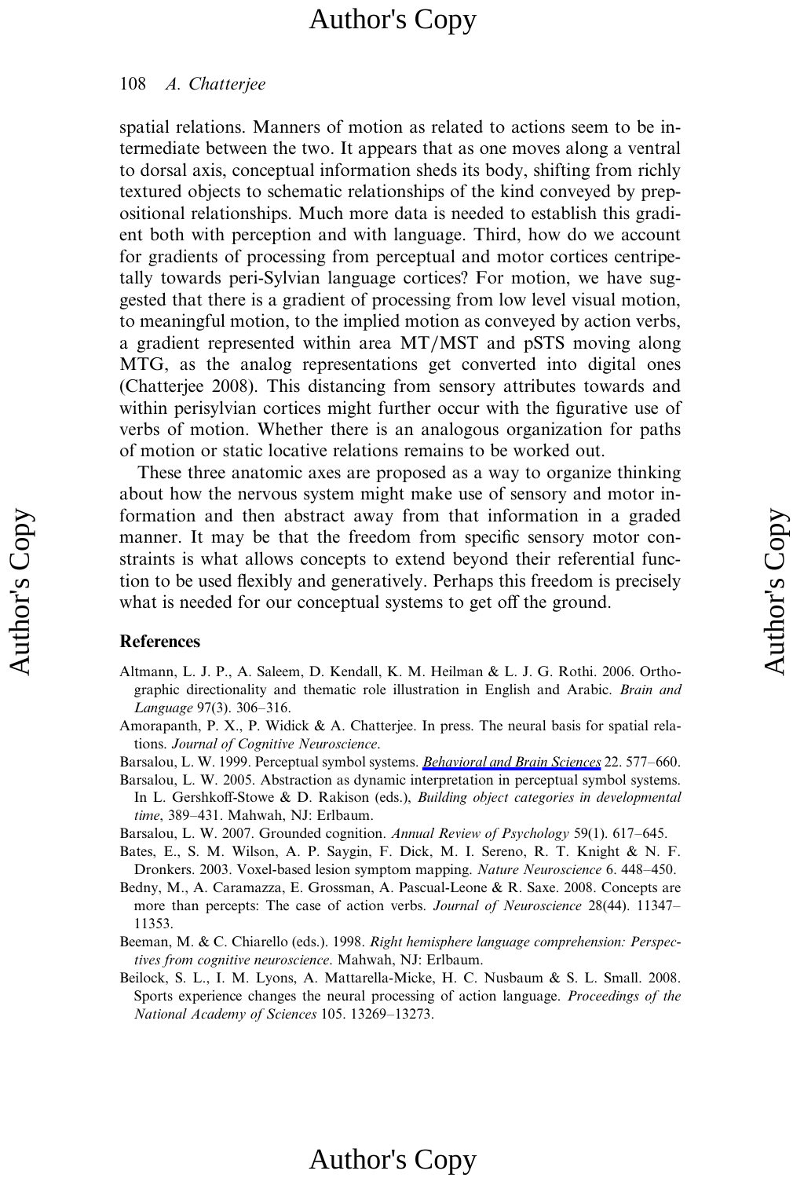spatial relations. Manners of motion as related to actions seem to be intermediate between the two. It appears that as one moves along a ventral to dorsal axis, conceptual information sheds its body, shifting from richly textured objects to schematic relationships of the kind conveyed by prepositional relationships. Much more data is needed to establish this gradient both with perception and with language. Third, how do we account for gradients of processing from perceptual and motor cortices centripetally towards peri-Sylvian language cortices? For motion, we have suggested that there is a gradient of processing from low level visual motion, to meaningful motion, to the implied motion as conveyed by action verbs, a gradient represented within area MT/MST and pSTS moving along MTG, as the analog representations get converted into digital ones (Chatterjee 2008). This distancing from sensory attributes towards and within perisylvian cortices might further occur with the figurative use of verbs of motion. Whether there is an analogous organization for paths of motion or static locative relations remains to be worked out.

These three anatomic axes are proposed as a way to organize thinking about how the nervous system might make use of sensory and motor information and then abstract away from that information in a graded manner. It may be that the freedom from specific sensory motor constraints is what allows concepts to extend beyond their referential function to be used flexibly and generatively. Perhaps this freedom is precisely what is needed for our conceptual systems to get off the ground.

## References

Altmann, L. J. P., A. Saleem, D. Kendall, K. M. Heilman & L. J. G. Rothi. 2006. Orthographic directionality and thematic role illustration in English and Arabic. *Brain and Language* 97(3). 306–316.

Amorapanth, P. X., P. Widick & A. Chatterjee. In press. The neural basis for spatial relations. *Journal of Cognitive Neuroscience*.

Barsalou, L. W. 1999. Perceptual symbol systems. *Behavioral and Brain Sciences* 22. 577–660.

Barsalou, L. W. 2005. Abstraction as dynamic interpretation in perceptual symbol systems. In L. Gershkoff-Stowe & D. Rakison (eds.), *Building object categories in developmental time*, 389–431. Mahwah, NJ: Erlbaum.

Barsalou, L. W. 2007. Grounded cognition. *Annual Review of Psychology* 59(1). 617–645.

Bates, E., S. M. Wilson, A. P. Saygin, F. Dick, M. I. Sereno, R. T. Knight & N. F. Dronkers. 2003. Voxel-based lesion symptom mapping. *Nature Neuroscience* 6. 448–450.

Bedny, M., A. Caramazza, E. Grossman, A. Pascual-Leone & R. Saxe. 2008. Concepts are more than percepts: The case of action verbs. *Journal of Neuroscience* 28(44). 11347–11353.

Beeman, M. & C. Chiarello (eds.). 1998. *Right hemisphere language comprehension: Perspectives from cognitive neuroscience*. Mahwah, NJ: Erlbaum.

Beilock, S. L., I. M. Lyons, A. Mattarella-Micke, H. C. Nusbaum & S. L. Small. 2008. Sports experience changes the neural processing of action language. *Proceedings of the National Academy of Sciences* 105. 13269–13273.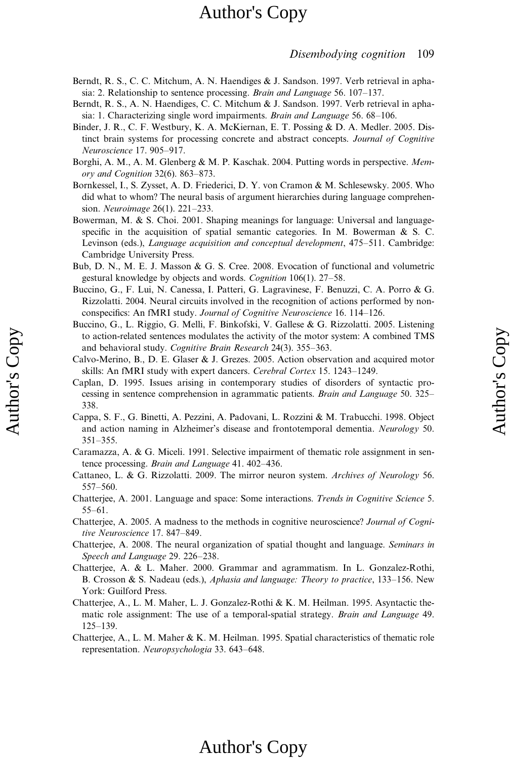Berndt, R. S., C. C. Mitchum, A. N. Haendiges & J. Sandson. 1997. Verb retrieval in aphasia: 2. Relationship to sentence processing. *Brain and Language* 56. 107–137.

Berndt, R. S., A. N. Haendiges, C. C. Mitchum & J. Sandson. 1997. Verb retrieval in aphasia: 1. Characterizing single word impairments. *Brain and Language* 56. 68–106.

Binder, J. R., C. F. Westbury, K. A. McKiernan, E. T. Possing & D. A. Medler. 2005. Distinct brain systems for processing concrete and abstract concepts. *Journal of Cognitive Neuroscience* 17. 905–917.

Borghi, A. M., A. M. Glenberg & M. P. Kaschak. 2004. Putting words in perspective. *Memory and Cognition* 32(6). 863–873.

Bornkessel, I., S. Zysset, A. D. Friederici, D. Y. von Cramon & M. Schlesewsky. 2005. Who did what to whom? The neural basis of argument hierarchies during language comprehension. *Neuroimage* 26(1). 221–233.

Bowerman, M. & S. Choi. 2001. Shaping meanings for language: Universal and language-specific in the acquisition of spatial semantic categories. In M. Bowerman & S. C. Levinson (eds.), *Language acquisition and conceptual development*, 475–511. Cambridge: Cambridge University Press.

Bub, D. N., M. E. J. Masson & G. S. Cree. 2008. Evocation of functional and volumetric gestural knowledge by objects and words. *Cognition* 106(1). 27–58.

Buccino, G., F. Lui, N. Canessa, I. Patteri, G. Lagravinese, F. Benuzzi, C. A. Porro & G. Rizzolatti. 2004. Neural circuits involved in the recognition of actions performed by non-conspecifics: An fMRI study. *Journal of Cognitive Neuroscience* 16. 114–126.

Buccino, G., L. Riggio, G. Melli, F. Binkofski, V. Gallese & G. Rizzolatti. 2005. Listening to action-related sentences modulates the activity of the motor system: A combined TMS and behavioral study. *Cognitive Brain Research* 24(3). 355–363.

Calvo-Merino, B., D. E. Glaser & J. Grezes. 2005. Action observation and acquired motor skills: An fMRI study with expert dancers. *Cerebral Cortex* 15. 1243–1249.

Caplan, D. 1995. Issues arising in contemporary studies of disorders of syntactic processing in sentence comprehension in agrammatic patients. *Brain and Language* 50. 325–338.

Cappa, S. F., G. Binetti, A. Pezzini, A. Padovani, L. Rozzini & M. Trabucchi. 1998. Object and action naming in Alzheimer's disease and frontotemporal dementia. *Neurology* 50. 351–355.

Caramazza, A. & G. Miceli. 1991. Selective impairment of thematic role assignment in sentence processing. *Brain and Language* 41. 402–436.

Cattaneo, L. & G. Rizzolatti. 2009. The mirror neuron system. *Archives of Neurology* 56. 557–560.

Chatterjee, A. 2001. Language and space: Some interactions. *Trends in Cognitive Science* 5. 55–61.

Chatterjee, A. 2005. A madness to the methods in cognitive neuroscience? *Journal of Cognitive Neuroscience* 17. 847–849.

Chatterjee, A. 2008. The neural organization of spatial thought and language. *Seminars in Speech and Language* 29. 226–238.

Chatterjee, A. & L. Maher. 2000. Grammar and agrammatism. In L. Gonzalez-Rothi, B. Crosson & S. Nadeau (eds.), *Aphasia and language: Theory to practice*, 133–156. New York: Guilford Press.

Chatterjee, A., L. M. Maher, L. J. Gonzalez-Rothi & K. M. Heilman. 1995. Asyntactic thematic role assignment: The use of a temporal-spatial strategy. *Brain and Language* 49. 125–139.

Chatterjee, A., L. M. Maher & K. M. Heilman. 1995. Spatial characteristics of thematic role representation. *Neuropsychologia* 33. 643–648.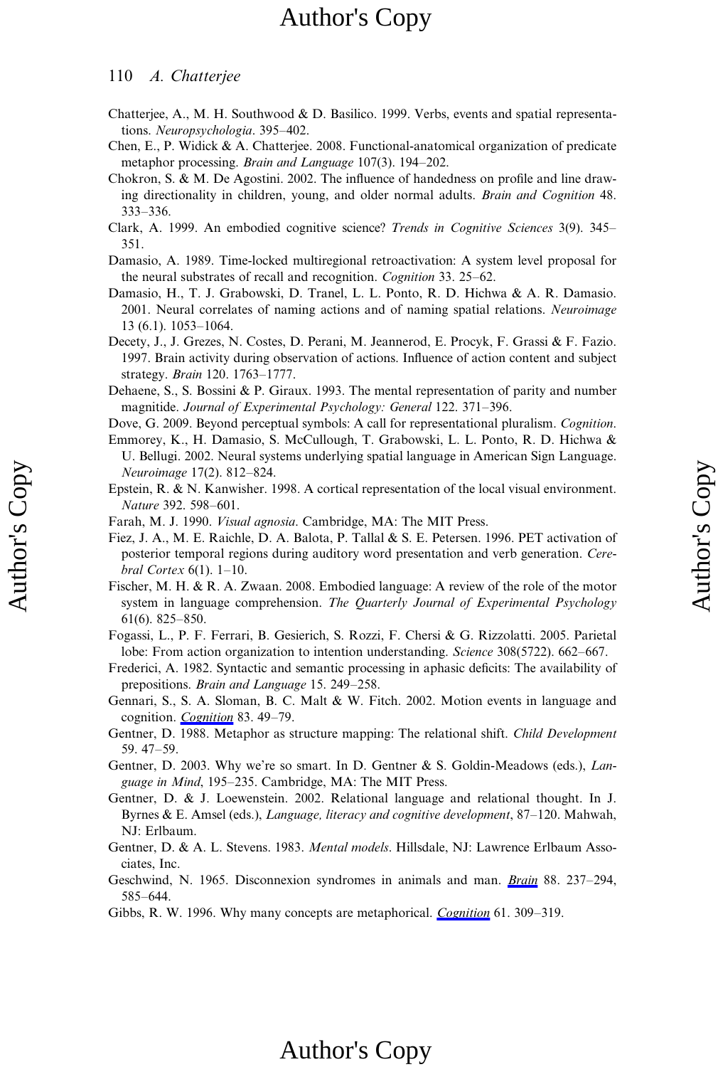Chatterjee, A., M. H. Southwood & D. Basilico. 1999. Verbs, events and spatial representations. *Neuropsychologia*. 395–402.

Chen, E., P. Widick & A. Chatterjee. 2008. Functional-anatomical organization of predicate metaphor processing. *Brain and Language* 107(3). 194–202.

Chokron, S. & M. De Agostini. 2002. The influence of handedness on profile and line drawing directionality in children, young, and older normal adults. *Brain and Cognition* 48. 333–336.

Clark, A. 1999. An embodied cognitive science? *Trends in Cognitive Sciences* 3(9). 345–351.

Damasio, A. 1989. Time-locked multiregional retroactivation: A system level proposal for the neural substrates of recall and recognition. *Cognition* 33. 25–62.

Damasio, H., T. J. Grabowski, D. Tranel, L. L. Ponto, R. D. Hichwa & A. R. Damasio. 2001. Neural correlates of naming actions and of naming spatial relations. *Neuroimage* 13 (6.1). 1053–1064.

Decety, J., J. Grezes, N. Costes, D. Perani, M. Jeannerod, E. Procyk, F. Grassi & F. Fazio. 1997. Brain activity during observation of actions. Influence of action content and subject strategy. *Brain* 120. 1763–1777.

Dehaene, S., S. Bossini & P. Giraux. 1993. The mental representation of parity and number magnitide. *Journal of Experimental Psychology: General* 122. 371–396.

Dove, G. 2009. Beyond perceptual symbols: A call for representational pluralism. *Cognition*.

Emmorey, K., H. Damasio, S. McCullough, T. Grabowski, L. L. Ponto, R. D. Hichwa & U. Bellugi. 2002. Neural systems underlying spatial language in American Sign Language. *Neuroimage* 17(2). 812–824.

Epstein, R. & N. Kanwisher. 1998. A cortical representation of the local visual environment. *Nature* 392. 598–601.

Farah, M. J. 1990. *Visual agnosia*. Cambridge, MA: The MIT Press.

Fiez, J. A., M. E. Raichle, D. A. Balota, P. Tallal & S. E. Petersen. 1996. PET activation of posterior temporal regions during auditory word presentation and verb generation. *Cerebral Cortex* 6(1). 1–10.

Fischer, M. H. & R. A. Zwaan. 2008. Embodied language: A review of the role of the motor system in language comprehension. *The Quarterly Journal of Experimental Psychology* 61(6). 825–850.

Fogassi, L., P. F. Ferrari, B. Gesierich, S. Rozzi, F. Chersi & G. Rizzolatti. 2005. Parietal lobe: From action organization to intention understanding. *Science* 308(5722). 662–667.

Frederici, A. 1982. Syntactic and semantic processing in aphasic deficits: The availability of prepositions. *Brain and Language* 15. 249–258.

Gennari, S., S. A. Sloman, B. C. Malt & W. Fitch. 2002. Motion events in language and cognition. *Cognition* 83. 49–79.

Gentner, D. 1988. Metaphor as structure mapping: The relational shift. *Child Development* 59. 47–59.

Gentner, D. 2003. Why we're so smart. In D. Gentner & S. Goldin-Meadows (eds.), *Language in Mind*, 195–235. Cambridge, MA: The MIT Press.

Gentner, D. & J. Loewenstein. 2002. Relational language and relational thought. In J. Byrnes & E. Amsel (eds.), *Language, literacy and cognitive development*, 87–120. Mahwah, NJ: Erlbaum.

Gentner, D. & A. L. Stevens. 1983. *Mental models*. Hillsdale, NJ: Lawrence Erlbaum Associates, Inc.

Geschwind, N. 1965. Disconnexion syndromes in animals and man. *Brain* 88. 237–294, 585–644.

Gibbs, R. W. 1996. Why many concepts are metaphorical. *Cognition* 61. 309–319.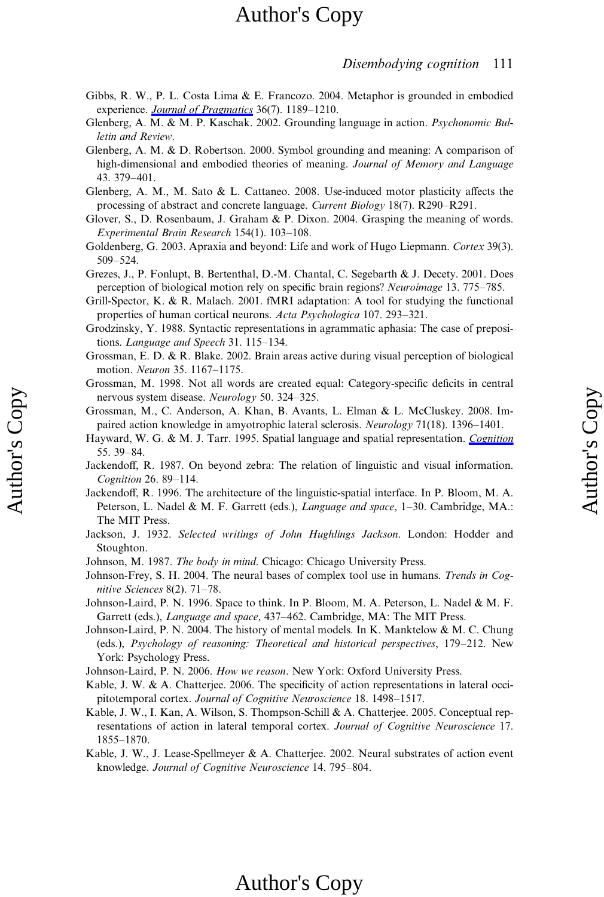Gibbs, R. W., P. L. Costa Lima & E. Francozo. 2004. Metaphor is grounded in embodied experience. *Journal of Pragmatics* 36(7). 1189–1210.

Glenberg, A. M. & M. P. Kaschak. 2002. Grounding language in action. *Psychonomic Bulletin and Review*.

Glenberg, A. M. & D. Robertson. 2000. Symbol grounding and meaning: A comparison of high-dimensional and embodied theories of meaning. *Journal of Memory and Language* 43. 379–401.

Glenberg, A. M., M. Sato & L. Cattaneo. 2008. Use-induced motor plasticity affects the processing of abstract and concrete language. *Current Biology* 18(7). R290–R291.

Glover, S., D. Rosenbaum, J. Graham & P. Dixon. 2004. Grasping the meaning of words. *Experimental Brain Research* 154(1). 103–108.

Goldenberg, G. 2003. Apraxia and beyond: Life and work of Hugo Liepmann. *Cortex* 39(3). 509–524.

Grezes, J., P. Fonlupt, B. Bertenthal, D.-M. Chantal, C. Segebarth & J. Decety. 2001. Does perception of biological motion rely on specific brain regions? *Neuroimage* 13. 775–785.

Grill-Spector, K. & R. Malach. 2001. fMRI adaptation: A tool for studying the functional properties of human cortical neurons. *Acta Psychologica* 107. 293–321.

Grodzinsky, Y. 1988. Syntactic representations in agrammatic aphasia: The case of prepositions. *Language and Speech* 31. 115–134.

Grossman, E. D. & R. Blake. 2002. Brain areas active during visual perception of biological motion. *Neuron* 35. 1167–1175.

Grossman, M. 1998. Not all words are created equal: Category-specific deficits in central nervous system disease. *Neurology* 50. 324–325.

Grossman, M., C. Anderson, A. Khan, B. Avants, L. Elman & L. McCluskey. 2008. Impaired action knowledge in amyotrophic lateral sclerosis. *Neurology* 71(18). 1396–1401.

Hayward, W. G. & M. J. Tarr. 1995. Spatial language and spatial representation. *Cognition* 55. 39–84.

Jackendoff, R. 1987. On beyond zebra: The relation of linguistic and visual information. *Cognition* 26. 89–114.

Jackendoff, R. 1996. The architecture of the linguistic-spatial interface. In P. Bloom, M. A. Peterson, L. Nadel & M. F. Garrett (eds.), *Language and space*, 1–30. Cambridge, MA.: The MIT Press.

Jackson, J. 1932. *Selected writings of John Hughlings Jackson*. London: Hodder and Stoughton.

Johnson, M. 1987. *The body in mind*. Chicago: Chicago University Press.

Johnson-Frey, S. H. 2004. The neural bases of complex tool use in humans. *Trends in Cognitive Sciences* 8(2). 71–78.

Johnson-Laird, P. N. 1996. Space to think. In P. Bloom, M. A. Peterson, L. Nadel & M. F. Garrett (eds.), *Language and space*, 437–462. Cambridge, MA: The MIT Press.

Johnson-Laird, P. N. 2004. The history of mental models. In K. Manktelow & M. C. Chung (eds.), *Psychology of reasoning: Theoretical and historical perspectives*, 179–212. New York: Psychology Press.

Johnson-Laird, P. N. 2006. *How we reason*. New York: Oxford University Press.

Kable, J. W. & A. Chatterjee. 2006. The specificity of action representations in lateral occipitotemporal cortex. *Journal of Cognitive Neuroscience* 18. 1498–1517.

Kable, J. W., I. Kan, A. Wilson, S. Thompson-Schill & A. Chatterjee. 2005. Conceptual representations of action in lateral temporal cortex. *Journal of Cognitive Neuroscience* 17. 1855–1870.

Kable, J. W., J. Lease-Spellmeyer & A. Chatterjee. 2002. Neural substrates of action event knowledge. *Journal of Cognitive Neuroscience* 14. 795–804.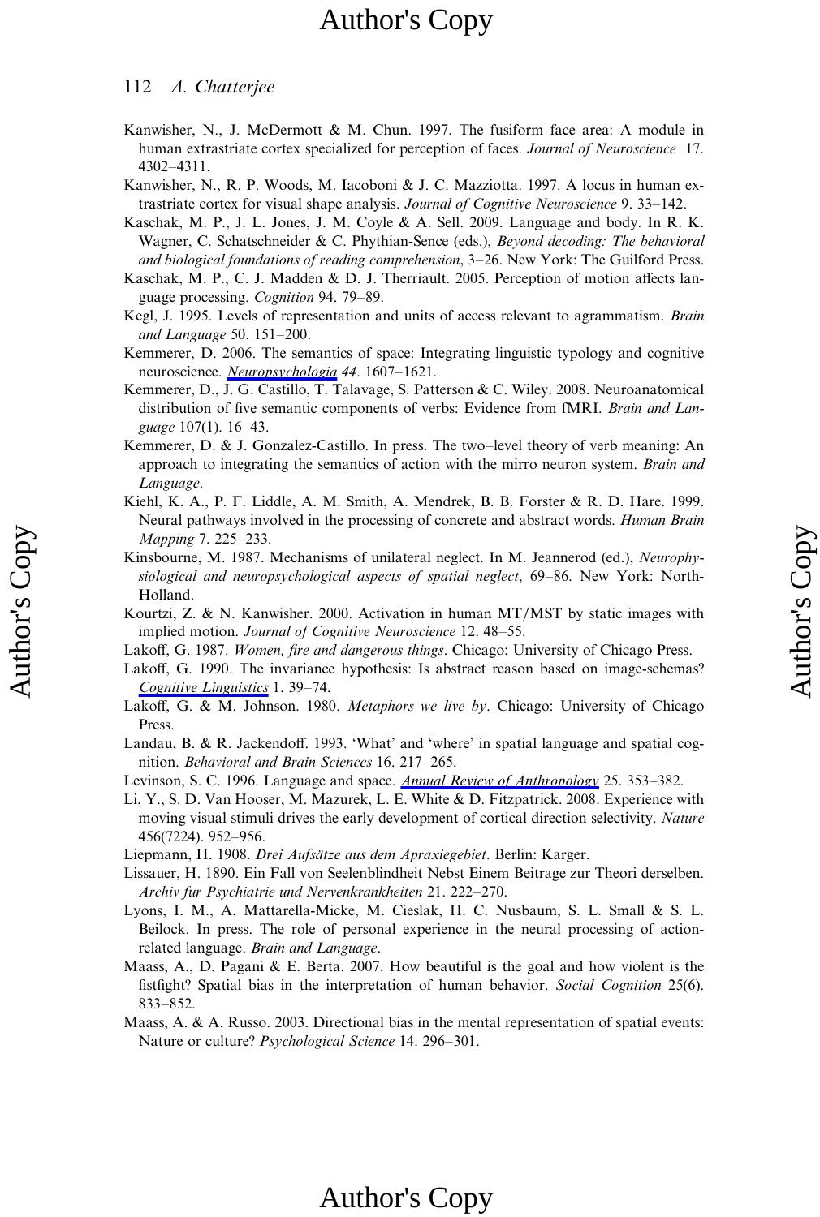Kanwisher, N., J. McDermott & M. Chun. 1997. The fusiform face area: A module in human extrastriate cortex specialized for perception of faces. *Journal of Neuroscience* 17. 4302–4311.

Kanwisher, N., R. P. Woods, M. Iacoboni & J. C. Mazziotta. 1997. A locus in human extrastriate cortex for visual shape analysis. *Journal of Cognitive Neuroscience* 9. 33–142.

Kaschak, M. P., J. L. Jones, J. M. Coyle & A. Sell. 2009. Language and body. In R. K. Wagner, C. Schatschneider & C. Phythian-Sence (eds.), *Beyond decoding: The behavioral and biological foundations of reading comprehension*, 3–26. New York: The Guilford Press.

Kaschak, M. P., C. J. Madden & D. J. Therriault. 2005. Perception of motion affects language processing. *Cognition* 94. 79–89.

Kegl, J. 1995. Levels of representation and units of access relevant to agrammatism. *Brain and Language* 50. 151–200.

Kemmerer, D. 2006. The semantics of space: Integrating linguistic typology and cognitive neuroscience. *Neuropsychologia 44*. 1607–1621.

Kemmerer, D., J. G. Castillo, T. Talavage, S. Patterson & C. Wiley. 2008. Neuroanatomical distribution of five semantic components of verbs: Evidence from fMRI. *Brain and Language* 107(1). 16–43.

Kemmerer, D. & J. Gonzalez-Castillo. In press. The two–level theory of verb meaning: An approach to integrating the semantics of action with the mirro neuron system. *Brain and Language*.

Kiehl, K. A., P. F. Liddle, A. M. Smith, A. Mendrek, B. B. Forster & R. D. Hare. 1999. Neural pathways involved in the processing of concrete and abstract words. *Human Brain Mapping* 7. 225–233.

Kinsbourne, M. 1987. Mechanisms of unilateral neglect. In M. Jeannerod (ed.), *Neurophysiological and neuropsychological aspects of spatial neglect*, 69–86. New York: North-Holland.

Kourtzi, Z. & N. Kanwisher. 2000. Activation in human MT/MST by static images with implied motion. *Journal of Cognitive Neuroscience* 12. 48–55.

Lakoff, G. 1987. *Women, fire and dangerous things*. Chicago: University of Chicago Press.

Lakoff, G. 1990. The invariance hypothesis: Is abstract reason based on image-schemas? *Cognitive Linguistics* 1. 39–74.

Lakoff, G. & M. Johnson. 1980. *Metaphors we live by*. Chicago: University of Chicago Press.

Landau, B. & R. Jackendoff. 1993. 'What' and 'where' in spatial language and spatial cognition. *Behavioral and Brain Sciences* 16. 217–265.

Levinson, S. C. 1996. Language and space. *Annual Review of Anthropology* 25. 353–382.

Li, Y., S. D. Van Hooser, M. Mazurek, L. E. White & D. Fitzpatrick. 2008. Experience with moving visual stimuli drives the early development of cortical direction selectivity. *Nature* 456(7224). 952–956.

Liepmann, H. 1908. *Drei Aufsätze aus dem Apraxiegebiet*. Berlin: Karger.

Lissauer, H. 1890. Ein Fall von Seelenblindheit Nebst Einem Beitrage zur Theori derselben. *Archiv fur Psychiatrie und Nervenkrankheiten* 21. 222–270.

Lyons, I. M., A. Mattarella-Micke, M. Cieslak, H. C. Nusbaum, S. L. Small & S. L. Beilock. In press. The role of personal experience in the neural processing of action-related language. *Brain and Language*.

Maass, A., D. Pagani & E. Berta. 2007. How beautiful is the goal and how violent is the fistfight? Spatial bias in the interpretation of human behavior. *Social Cognition* 25(6). 833–852.

Maass, A. & A. Russo. 2003. Directional bias in the mental representation of spatial events: Nature or culture? *Psychological Science* 14. 296–301.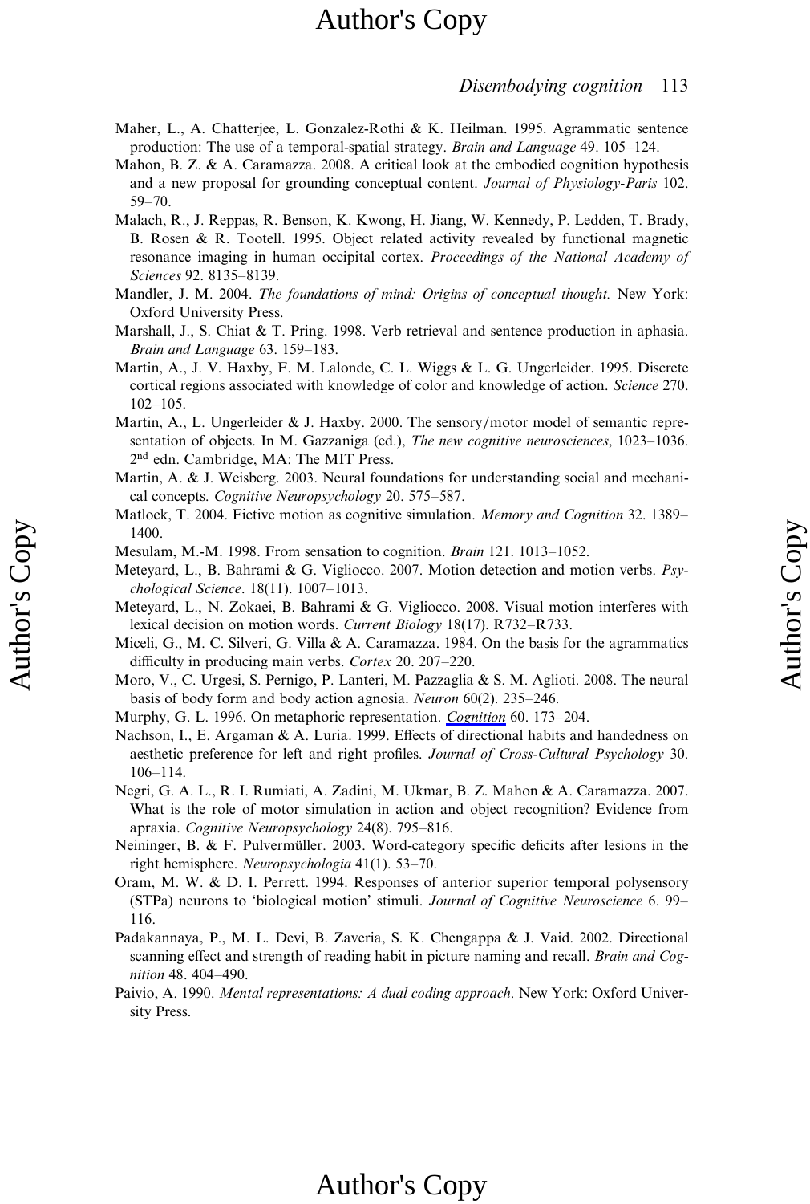Maher, L., A. Chatterjee, L. Gonzalez-Rothi & K. Heilman. 1995. Agrammatic sentence production: The use of a temporal-spatial strategy. *Brain and Language* 49. 105–124.

Mahon, B. Z. & A. Caramazza. 2008. A critical look at the embodied cognition hypothesis and a new proposal for grounding conceptual content. *Journal of Physiology-Paris* 102. 59–70.

Malach, R., J. Reppas, R. Benson, K. Kwong, H. Jiang, W. Kennedy, P. Ledden, T. Brady, B. Rosen & R. Tootell. 1995. Object related activity revealed by functional magnetic resonance imaging in human occipital cortex. *Proceedings of the National Academy of Sciences* 92. 8135–8139.

Mandler, J. M. 2004. *The foundations of mind: Origins of conceptual thought.* New York: Oxford University Press.

Marshall, J., S. Chiat & T. Pring. 1998. Verb retrieval and sentence production in aphasia. *Brain and Language* 63. 159–183.

Martin, A., J. V. Haxby, F. M. Lalonde, C. L. Wiggs & L. G. Ungerleider. 1995. Discrete cortical regions associated with knowledge of color and knowledge of action. *Science* 270. 102–105.

Martin, A., L. Ungerleider & J. Haxby. 2000. The sensory/motor model of semantic representation of objects. In M. Gazzaniga (ed.), *The new cognitive neurosciences*, 1023–1036. 2nd edn. Cambridge, MA: The MIT Press.

Martin, A. & J. Weisberg. 2003. Neural foundations for understanding social and mechanical concepts. *Cognitive Neuropsychology* 20. 575–587.

Matlock, T. 2004. Fictive motion as cognitive simulation. *Memory and Cognition* 32. 1389–1400.

Mesulam, M.-M. 1998. From sensation to cognition. *Brain* 121. 1013–1052.

Meteyard, L., B. Bahrami & G. Vigliocco. 2007. Motion detection and motion verbs. *Psychological Science*. 18(11). 1007–1013.

Meteyard, L., N. Zokaei, B. Bahrami & G. Vigliocco. 2008. Visual motion interferes with lexical decision on motion words. *Current Biology* 18(17). R732–R733.

Miceli, G., M. C. Silveri, G. Villa & A. Caramazza. 1984. On the basis for the agrammatics difficulty in producing main verbs. *Cortex* 20. 207–220.

Moro, V., C. Urgesi, S. Pernigo, P. Lanteri, M. Pazzaglia & S. M. Aglioti. 2008. The neural basis of body form and body action agnosia. *Neuron* 60(2). 235–246.

Murphy, G. L. 1996. On metaphoric representation. *Cognition* 60. 173–204.

Nachson, I., E. Argaman & A. Luria. 1999. Effects of directional habits and handedness on aesthetic preference for left and right profiles. *Journal of Cross-Cultural Psychology* 30. 106–114.

Negri, G. A. L., R. I. Rumiati, A. Zadini, M. Ukmar, B. Z. Mahon & A. Caramazza. 2007. What is the role of motor simulation in action and object recognition? Evidence from apraxia. *Cognitive Neuropsychology* 24(8). 795–816.

Neininger, B. & F. Pulvermüller. 2003. Word-category specific deficits after lesions in the right hemisphere. *Neuropsychologia* 41(1). 53–70.

Oram, M. W. & D. I. Perrett. 1994. Responses of anterior superior temporal polysensory (STPa) neurons to 'biological motion' stimuli. *Journal of Cognitive Neuroscience* 6. 99–116.

Padakannaya, P., M. L. Devi, B. Zaveria, S. K. Chengappa & J. Vaid. 2002. Directional scanning effect and strength of reading habit in picture naming and recall. *Brain and Cognition* 48. 404–490.

Paivio, A. 1990. *Mental representations: A dual coding approach*. New York: Oxford University Press.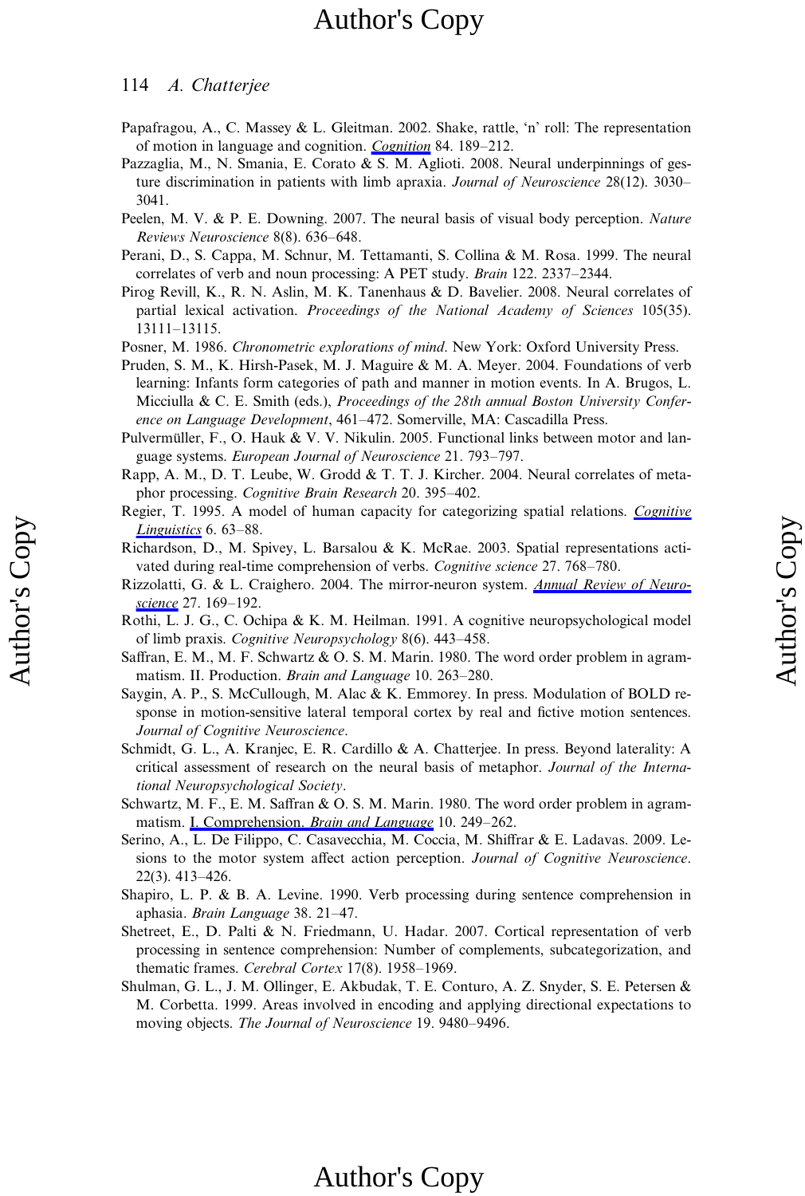Papafragou, A., C. Massey & L. Gleitman. 2002. Shake, rattle, 'n' roll: The representation of motion in language and cognition. *Cognition* 84. 189–212.

Pazzaglia, M., N. Smania, E. Corato & S. M. Aglioti. 2008. Neural underpinnings of gesture discrimination in patients with limb apraxia. *Journal of Neuroscience* 28(12). 3030–3041.

Peelen, M. V. & P. E. Downing. 2007. The neural basis of visual body perception. *Nature Reviews Neuroscience* 8(8). 636–648.

Perani, D., S. Cappa, M. Schnur, M. Tettamanti, S. Collina & M. Rosa. 1999. The neural correlates of verb and noun processing: A PET study. *Brain* 122. 2337–2344.

Pirog Revill, K., R. N. Aslin, M. K. Tanenhaus & D. Bavelier. 2008. Neural correlates of partial lexical activation. *Proceedings of the National Academy of Sciences* 105(35). 13111–13115.

Posner, M. 1986. *Chronometric explorations of mind*. New York: Oxford University Press.

Pruden, S. M., K. Hirsh-Pasek, M. J. Maguire & M. A. Meyer. 2004. Foundations of verb learning: Infants form categories of path and manner in motion events. In A. Brugos, L. Micciulla & C. E. Smith (eds.), *Proceedings of the 28th annual Boston University Conference on Language Development*, 461–472. Somerville, MA: Cascadilla Press.

Pulvermüller, F., O. Hauk & V. V. Nikulin. 2005. Functional links between motor and language systems. *European Journal of Neuroscience* 21. 793–797.

Rapp, A. M., D. T. Leube, W. Grodd & T. T. J. Kircher. 2004. Neural correlates of metaphor processing. *Cognitive Brain Research* 20. 395–402.

Regier, T. 1995. A model of human capacity for categorizing spatial relations. *Cognitive Linguistics* 6. 63–88.

Richardson, D., M. Spivey, L. Barsalou & K. McRae. 2003. Spatial representations activated during real-time comprehension of verbs. *Cognitive science* 27. 768–780.

Rizzolatti, G. & L. Craighero. 2004. The mirror-neuron system. *Annual Review of Neuroscience* 27. 169–192.

Rothi, L. J. G., C. Ochipa & K. M. Heilman. 1991. A cognitive neuropsychological model of limb praxis. *Cognitive Neuropsychology* 8(6). 443–458.

Saffran, E. M., M. F. Schwartz & O. S. M. Marin. 1980. The word order problem in agrammatism. II. Production. *Brain and Language* 10. 263–280.

Saygin, A. P., S. McCullough, M. Alac & K. Emmorey. In press. Modulation of BOLD response in motion-sensitive lateral temporal cortex by real and fictive motion sentences. *Journal of Cognitive Neuroscience*.

Schmidt, G. L., A. Kranjec, E. R. Cardillo & A. Chatterjee. In press. Beyond laterality: A critical assessment of research on the neural basis of metaphor. *Journal of the International Neuropsychological Society*.

Schwartz, M. F., E. M. Saffran & O. S. M. Marin. 1980. The word order problem in agrammatism. I. Comprehension. *Brain and Language* 10. 249–262.

Serino, A., L. De Filippo, C. Casavecchia, M. Coccia, M. Shiffrar & E. Ladavas. 2009. Lesions to the motor system affect action perception. *Journal of Cognitive Neuroscience*. 22(3). 413–426.

Shapiro, L. P. & B. A. Levine. 1990. Verb processing during sentence comprehension in aphasia. *Brain Language* 38. 21–47.

Shetreet, E., D. Palti & N. Friedmann, U. Hadar. 2007. Cortical representation of verb processing in sentence comprehension: Number of complements, subcategorization, and thematic frames. *Cerebral Cortex* 17(8). 1958–1969.

Shulman, G. L., J. M. Ollinger, E. Akbudak, T. E. Conturo, A. Z. Snyder, S. E. Petersen & M. Corbetta. 1999. Areas involved in encoding and applying directional expectations to moving objects. *The Journal of Neuroscience* 19. 9480–9496.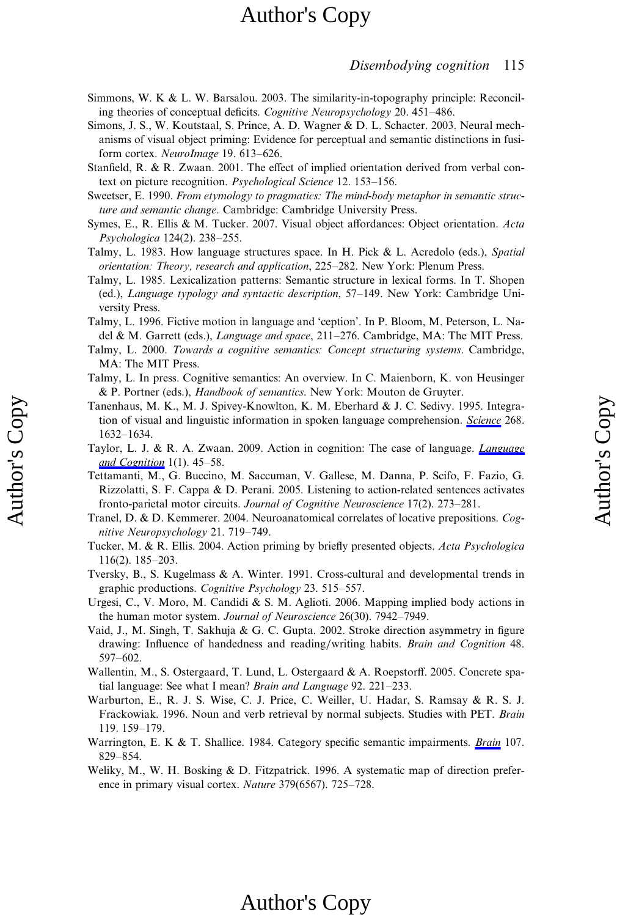Simmons, W. K & L. W. Barsalou. 2003. The similarity-in-topography principle: Reconciling theories of conceptual deficits. *Cognitive Neuropsychology* 20. 451–486.

Simons, J. S., W. Koutstaal, S. Prince, A. D. Wagner & D. L. Schacter. 2003. Neural mechanisms of visual object priming: Evidence for perceptual and semantic distinctions in fusiform cortex. *NeuroImage* 19. 613–626.

Stanfield, R. & R. Zwaan. 2001. The effect of implied orientation derived from verbal context on picture recognition. *Psychological Science* 12. 153–156.

Sweetser, E. 1990. *From etymology to pragmatics: The mind-body metaphor in semantic structure and semantic change*. Cambridge: Cambridge University Press.

Symes, E., R. Ellis & M. Tucker. 2007. Visual object affordances: Object orientation. *Acta Psychologica* 124(2). 238–255.

Talmy, L. 1983. How language structures space. In H. Pick & L. Acredolo (eds.), *Spatial orientation: Theory, research and application*, 225–282. New York: Plenum Press.

Talmy, L. 1985. Lexicalization patterns: Semantic structure in lexical forms. In T. Shopen (ed.), *Language typology and syntactic description*, 57–149. New York: Cambridge University Press.

Talmy, L. 1996. Fictive motion in language and 'ception'. In P. Bloom, M. Peterson, L. Nadel & M. Garrett (eds.), *Language and space*, 211–276. Cambridge, MA: The MIT Press.

Talmy, L. 2000. *Towards a cognitive semantics: Concept structuring systems*. Cambridge, MA: The MIT Press.

Talmy, L. In press. Cognitive semantics: An overview. In C. Maienborn, K. von Heusinger & P. Portner (eds.), *Handbook of semantics*. New York: Mouton de Gruyter.

Tanenhaus, M. K., M. J. Spivey-Knowlton, K. M. Eberhard & J. C. Sedivy. 1995. Integration of visual and linguistic information in spoken language comprehension. *Science* 268. 1632–1634.

Taylor, L. J. & R. A. Zwaan. 2009. Action in cognition: The case of language. *Language and Cognition* 1(1). 45–58.

Tettamanti, M., G. Buccino, M. Saccuman, V. Gallese, M. Danna, P. Scifo, F. Fazio, G. Rizzolatti, S. F. Cappa & D. Perani. 2005. Listening to action-related sentences activates fronto-parietal motor circuits. *Journal of Cognitive Neuroscience* 17(2). 273–281.

Tranel, D. & D. Kemmerer. 2004. Neuroanatomical correlates of locative prepositions. *Cognitive Neuropsychology* 21. 719–749.

Tucker, M. & R. Ellis. 2004. Action priming by briefly presented objects. *Acta Psychologica* 116(2). 185–203.

Tversky, B., S. Kugelmass & A. Winter. 1991. Cross-cultural and developmental trends in graphic productions. *Cognitive Psychology* 23. 515–557.

Urgesi, C., V. Moro, M. Candidi & S. M. Aglioti. 2006. Mapping implied body actions in the human motor system. *Journal of Neuroscience* 26(30). 7942–7949.

Vaid, J., M. Singh, T. Sakhuja & G. C. Gupta. 2002. Stroke direction asymmetry in figure drawing: Influence of handedness and reading/writing habits. *Brain and Cognition* 48. 597–602.

Wallentin, M., S. Ostergaard, T. Lund, L. Ostergaard & A. Roepstorff. 2005. Concrete spatial language: See what I mean? *Brain and Language* 92. 221–233.

Warburton, E., R. J. S. Wise, C. J. Price, C. Weiller, U. Hadar, S. Ramsay & R. S. J. Frackowiak. 1996. Noun and verb retrieval by normal subjects. Studies with PET. *Brain* 119. 159–179.

Warrington, E. K & T. Shallice. 1984. Category specific semantic impairments. *Brain* 107. 829–854.

Weliky, M., W. H. Bosking & D. Fitzpatrick. 1996. A systematic map of direction preference in primary visual cortex. *Nature* 379(6567). 725–728.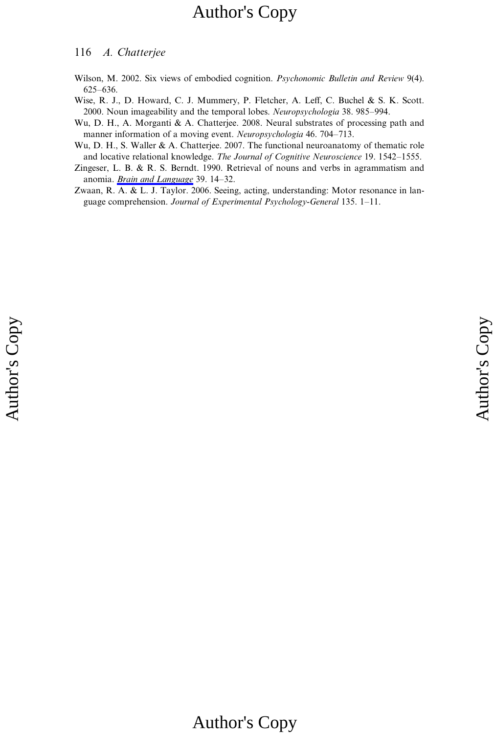Wilson, M. 2002. Six views of embodied cognition. *Psychonomic Bulletin and Review* 9(4). 625–636.

Wise, R. J., D. Howard, C. J. Mummery, P. Fletcher, A. Leff, C. Buchel & S. K. Scott. 2000. Noun imageability and the temporal lobes. *Neuropsychologia* 38. 985–994.

Wu, D. H., A. Morganti & A. Chatterjee. 2008. Neural substrates of processing path and manner information of a moving event. *Neuropsychologia* 46. 704–713.

Wu, D. H., S. Waller & A. Chatterjee. 2007. The functional neuroanatomy of thematic role and locative relational knowledge. *The Journal of Cognitive Neuroscience* 19. 1542–1555.

Zingeser, L. B. & R. S. Berndt. 1990. Retrieval of nouns and verbs in agrammatism and anomia. *Brain and Language* 39. 14–32.

Zwaan, R. A. & L. J. Taylor. 2006. Seeing, acting, understanding: Motor resonance in language comprehension. *Journal of Experimental Psychology-General* 135. 1–11.